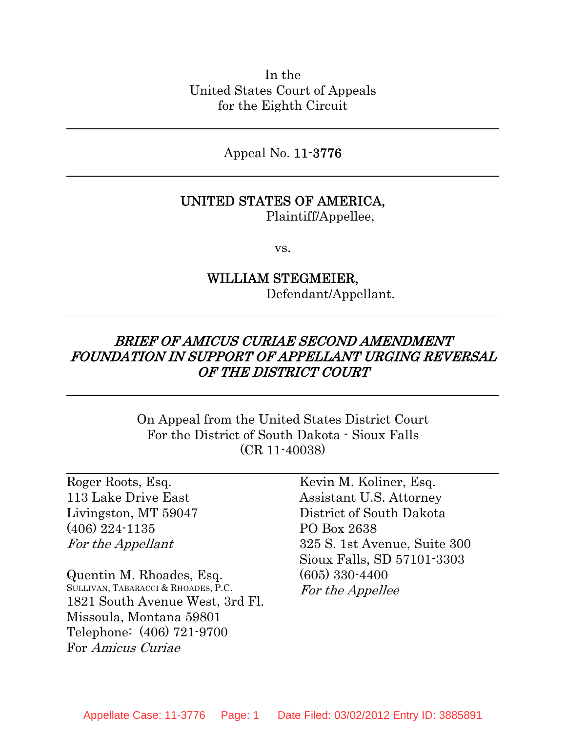In the
United States Court of Appeals
for the Eighth Circuit

---

Appeal No. 11-3776

---

**UNITED STATES OF AMERICA,**
Plaintiff/Appellee,

vs.

**WILLIAM STEGMEIER,**
Defendant/Appellant.

---

***BRIEF OF AMICUS CURIAE SECOND AMENDMENT FOUNDATION IN SUPPORT OF APPELLANT URGING REVERSAL OF THE DISTRICT COURT***

---

On Appeal from the United States District Court
For the District of South Dakota - Sioux Falls
(CR 11-40038)

---

Roger Roots, Esq.
113 Lake Drive East
Livingston, MT 59047
(406) 224-1135
*For the Appellant*

Quentin M. Rhoades, Esq.
SULLIVAN, TABARACCI & RHOADES, P.C.
1821 South Avenue West, 3rd Fl.
Missoula, Montana 59801
Telephone: (406) 721-9700
For *Amicus Curiae*

Kevin M. Koliner, Esq.
Assistant U.S. Attorney
District of South Dakota
PO Box 2638
325 S. 1st Avenue, Suite 300
Sioux Falls, SD 57101-3303
(605) 330-4400
*For the Appellee*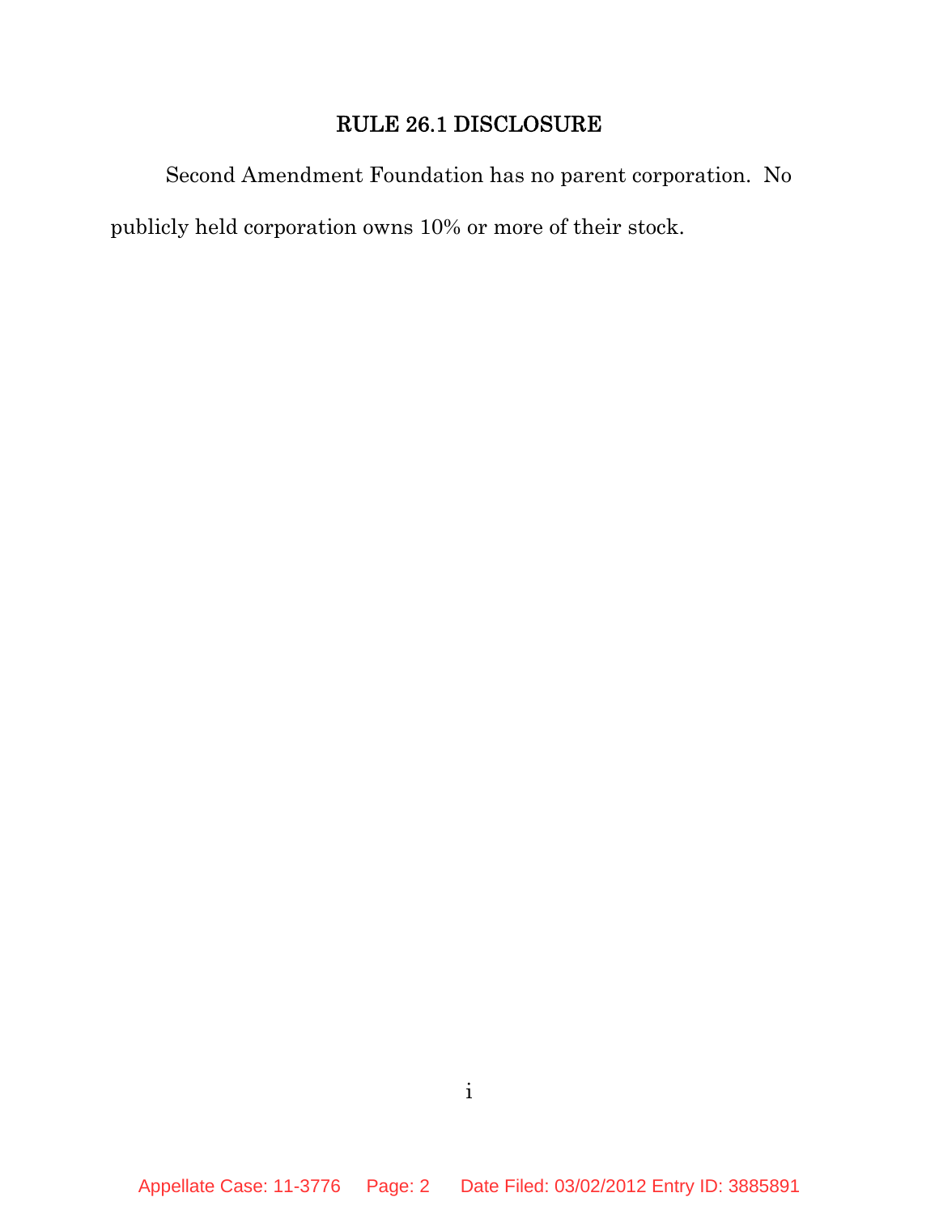## RULE 26.1 DISCLOSURE

Second Amendment Foundation has no parent corporation. No publicly held corporation owns 10% or more of their stock.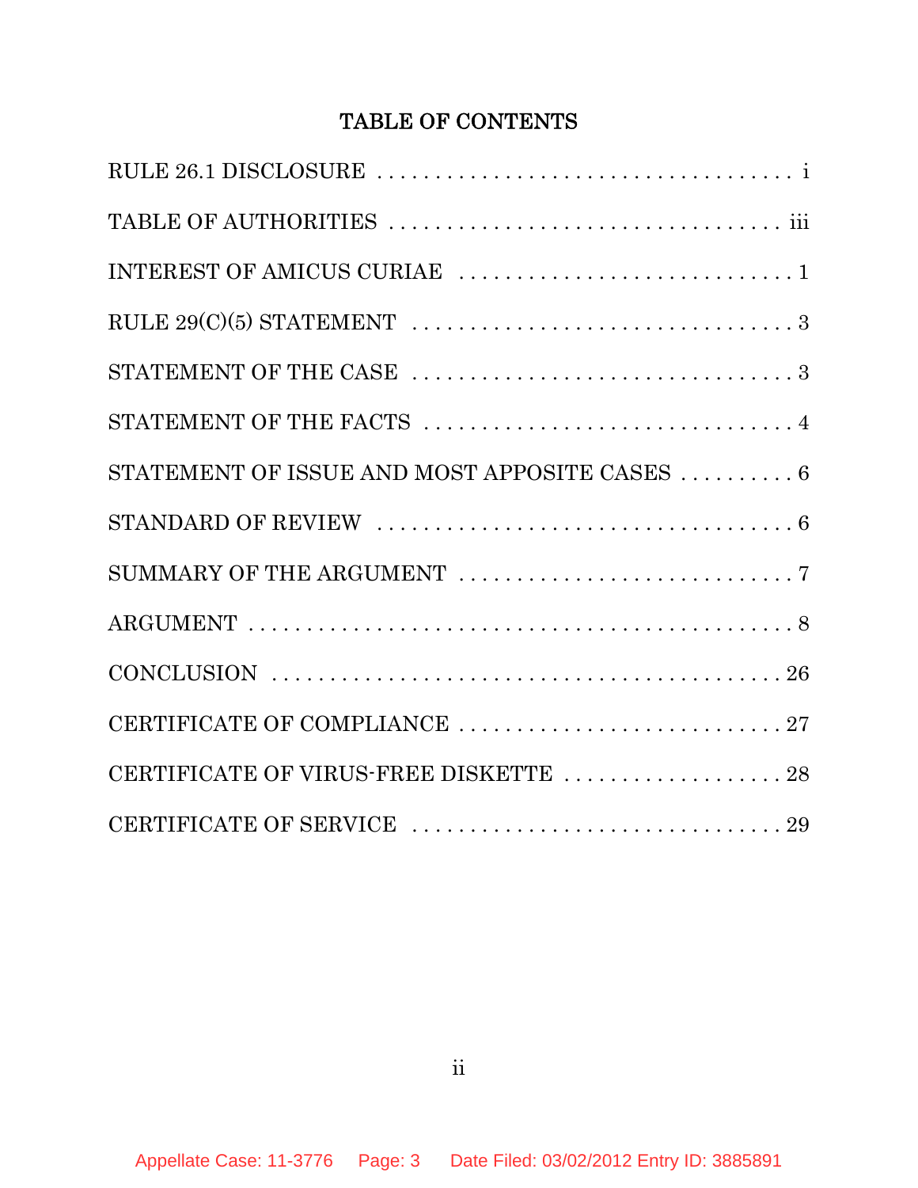## TABLE OF CONTENTS

| | |
|---|---|
| RULE 26.1 DISCLOSURE | i |
| TABLE OF AUTHORITIES | iii |
| INTEREST OF AMICUS CURIAE | 1 |
| RULE 29(C)(5) STATEMENT | 3 |
| STATEMENT OF THE CASE | 3 |
| STATEMENT OF THE FACTS | 4 |
| STATEMENT OF ISSUE AND MOST APPOSITE CASES | 6 |
| STANDARD OF REVIEW | 6 |
| SUMMARY OF THE ARGUMENT | 7 |
| ARGUMENT | 8 |
| CONCLUSION | 26 |
| CERTIFICATE OF COMPLIANCE | 27 |
| CERTIFICATE OF VIRUS-FREE DISKETTE | 28 |
| CERTIFICATE OF SERVICE | 29 |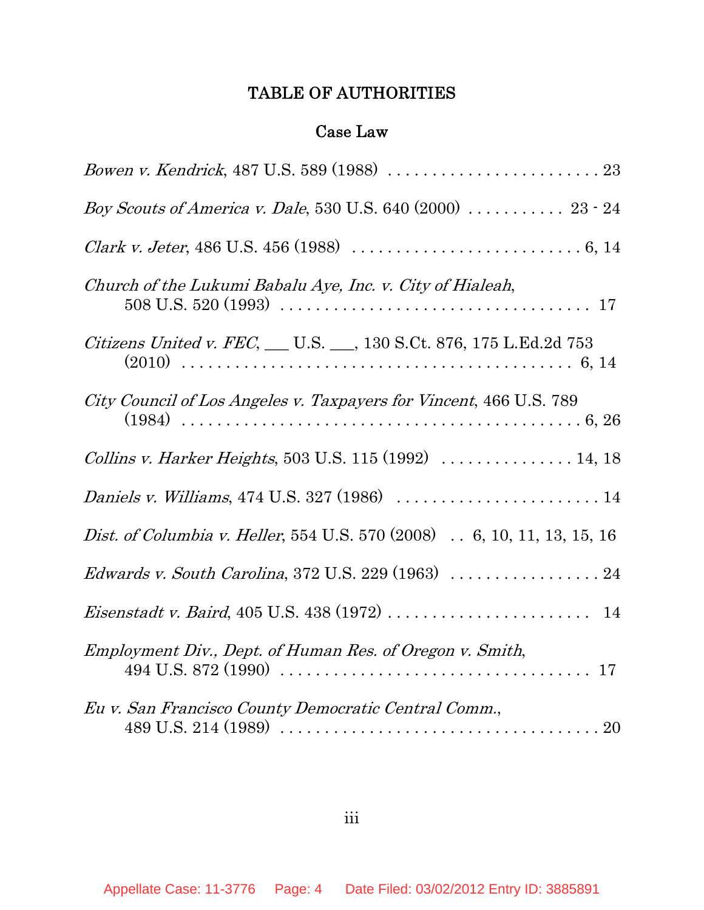# TABLE OF AUTHORITIES

## Case Law

*Bowen v. Kendrick*, 487 U.S. 589 (1988) . . . . . . . . . . . . . . . . . . . . . . . . . 23

*Boy Scouts of America v. Dale*, 530 U.S. 640 (2000) . . . . . . . . . . . 23 - 24

*Clark v. Jeter*, 486 U.S. 456 (1988) . . . . . . . . . . . . . . . . . . . . . . . . . . 6, 14

*Church of the Lukumi Babalu Aye, Inc. v. City of Hialeah*, 508 U.S. 520 (1993) . . . . . . . . . . . . . . . . . . . . . . . . . . . . . . . . . . . 17

*Citizens United v. FEC*, ___ U.S. ___, 130 S.Ct. 876, 175 L.Ed.2d 753 (2010) . . . . . . . . . . . . . . . . . . . . . . . . . . . . . . . . . . . . . . . . . 6, 14

*City Council of Los Angeles v. Taxpayers for Vincent*, 466 U.S. 789 (1984) . . . . . . . . . . . . . . . . . . . . . . . . . . . . . . . . . . . . . . . . . . 6, 26

*Collins v. Harker Heights*, 503 U.S. 115 (1992) . . . . . . . . . . . . . . . 14, 18

*Daniels v. Williams*, 474 U.S. 327 (1986) . . . . . . . . . . . . . . . . . . . . . . . 14

*Dist. of Columbia v. Heller*, 554 U.S. 570 (2008) . . 6, 10, 11, 13, 15, 16

*Edwards v. South Carolina*, 372 U.S. 229 (1963) . . . . . . . . . . . . . . . . . 24

*Eisenstadt v. Baird*, 405 U.S. 438 (1972) . . . . . . . . . . . . . . . . . . . . . . . 14

*Employment Div., Dept. of Human Res. of Oregon v. Smith*, 494 U.S. 872 (1990) . . . . . . . . . . . . . . . . . . . . . . . . . . . . . . . . . . . 17

*Eu v. San Francisco County Democratic Central Comm.*, 489 U.S. 214 (1989) . . . . . . . . . . . . . . . . . . . . . . . . . . . . . . . . . . . 20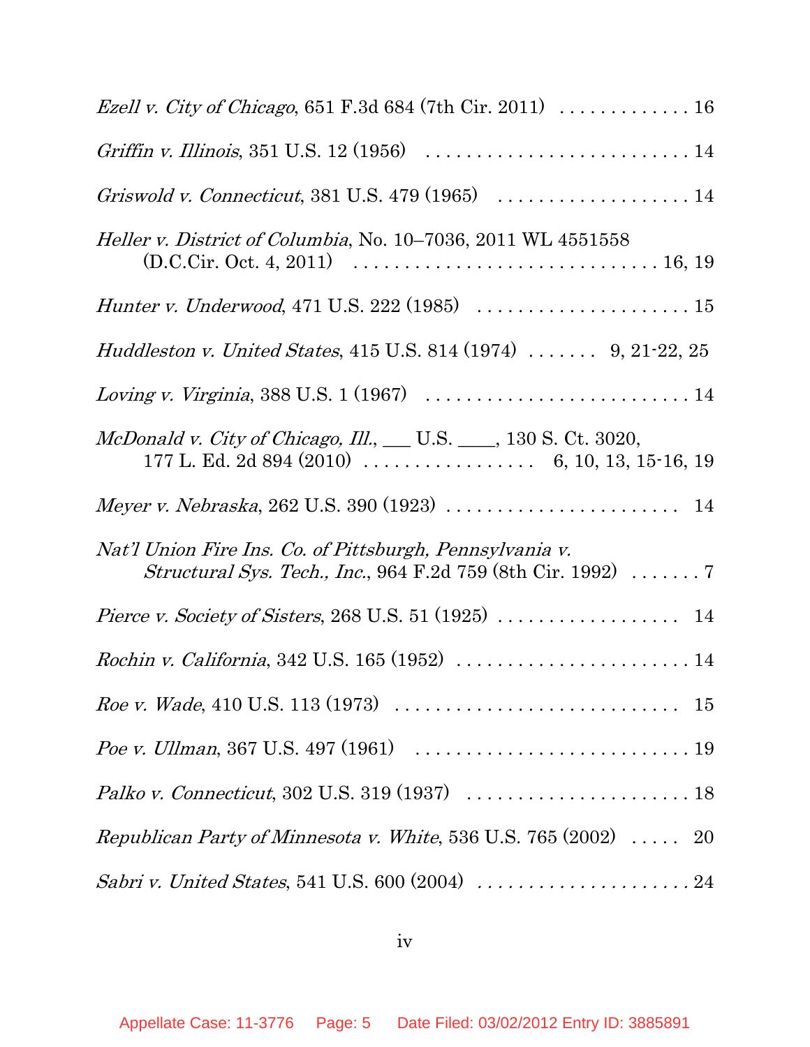*Ezell v. City of Chicago*, 651 F.3d 684 (7th Cir. 2011) . . . . . . . . . . . . . 16

*Griffin v. Illinois*, 351 U.S. 12 (1956) . . . . . . . . . . . . . . . . . . . . . . . . . . . 14

*Griswold v. Connecticut*, 381 U.S. 479 (1965) . . . . . . . . . . . . . . . . . . . . 14

*Heller v. District of Columbia*, No. 10–7036, 2011 WL 4551558
(D.C.Cir. Oct. 4, 2011) . . . . . . . . . . . . . . . . . . . . . . . . . . . . . . 16, 19

*Hunter v. Underwood*, 471 U.S. 222 (1985) . . . . . . . . . . . . . . . . . . . . . 15

*Huddleston v. United States*, 415 U.S. 814 (1974) . . . . . . . 9, 21-22, 25

*Loving v. Virginia*, 388 U.S. 1 (1967) . . . . . . . . . . . . . . . . . . . . . . . . . . 14

*McDonald v. City of Chicago, Ill.*, ___ U.S. ____, 130 S. Ct. 3020,
177 L. Ed. 2d 894 (2010) . . . . . . . . . . . . . . . . . . 6, 10, 13, 15-16, 19

*Meyer v. Nebraska*, 262 U.S. 390 (1923) . . . . . . . . . . . . . . . . . . . . . . . 14

*Nat'l Union Fire Ins. Co. of Pittsburgh, Pennsylvania v.
Structural Sys. Tech., Inc.*, 964 F.2d 759 (8th Cir. 1992) . . . . . . . 7

*Pierce v. Society of Sisters*, 268 U.S. 51 (1925) . . . . . . . . . . . . . . . . . . 14

*Rochin v. California*, 342 U.S. 165 (1952) . . . . . . . . . . . . . . . . . . . . . . . 14

*Roe v. Wade*, 410 U.S. 113 (1973) . . . . . . . . . . . . . . . . . . . . . . . . . . . . 15

*Poe v. Ullman*, 367 U.S. 497 (1961) . . . . . . . . . . . . . . . . . . . . . . . . . . . 19

*Palko v. Connecticut*, 302 U.S. 319 (1937) . . . . . . . . . . . . . . . . . . . . . . 18

*Republican Party of Minnesota v. White*, 536 U.S. 765 (2002) . . . . . 20

*Sabri v. United States*, 541 U.S. 600 (2004) . . . . . . . . . . . . . . . . . . . . . 24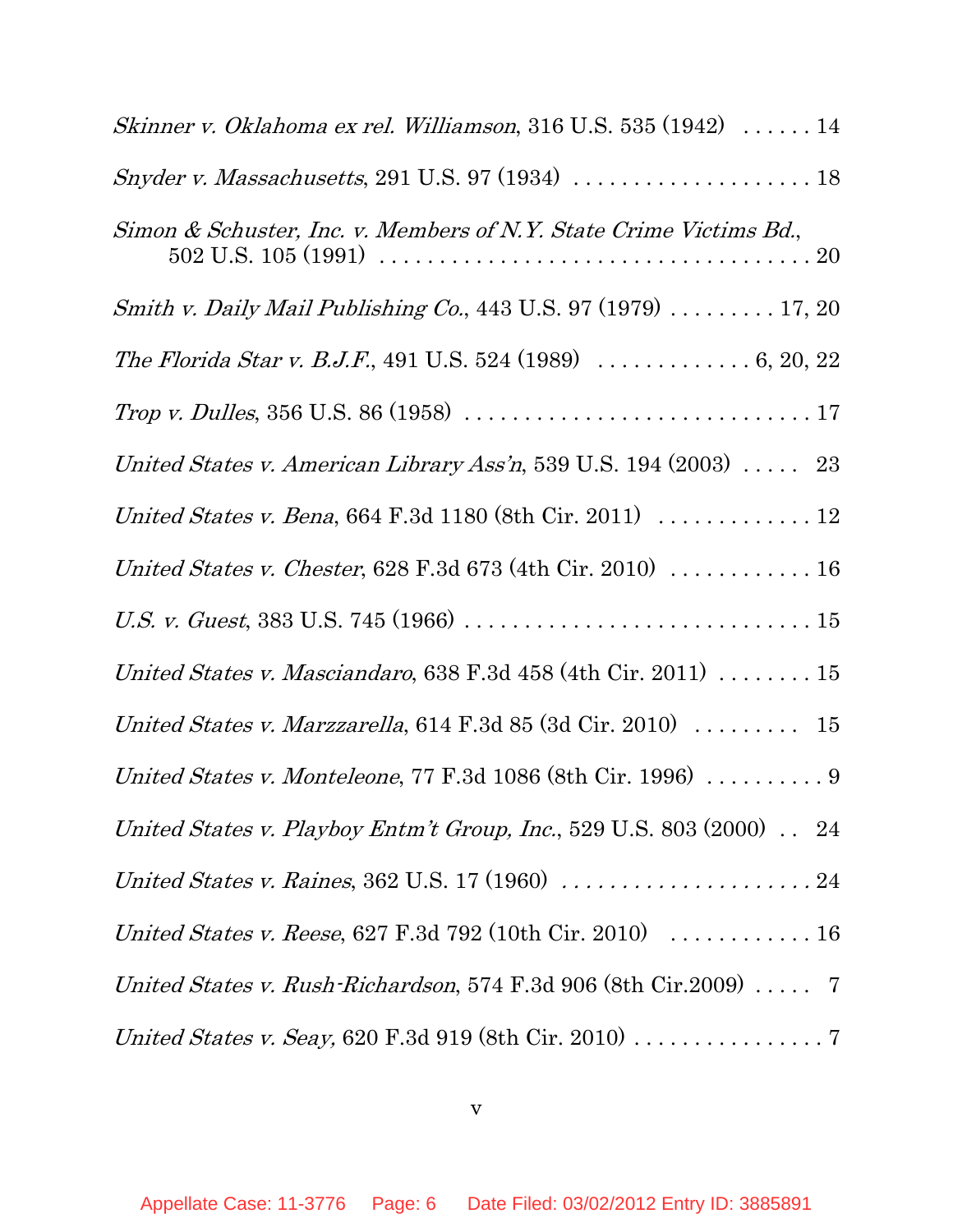*Skinner v. Oklahoma ex rel. Williamson*, 316 U.S. 535 (1942) . . . . . . 14

*Snyder v. Massachusetts*, 291 U.S. 97 (1934) . . . . . . . . . . . . . . . . . . . . 18

*Simon & Schuster, Inc. v. Members of N.Y. State Crime Victims Bd.*, 502 U.S. 105 (1991) . . . . . . . . . . . . . . . . . . . . . . . . . . . . . . . . . . 20

*Smith v. Daily Mail Publishing Co.*, 443 U.S. 97 (1979) . . . . . . . . . 17, 20

*The Florida Star v. B.J.F.*, 491 U.S. 524 (1989) . . . . . . . . . . . . . 6, 20, 22

*Trop v. Dulles*, 356 U.S. 86 (1958) . . . . . . . . . . . . . . . . . . . . . . . . . . . . 17

*United States v. American Library Ass'n*, 539 U.S. 194 (2003) . . . . . 23

*United States v. Bena*, 664 F.3d 1180 (8th Cir. 2011) . . . . . . . . . . . . . 12

*United States v. Chester*, 628 F.3d 673 (4th Cir. 2010) . . . . . . . . . . . . 16

*U.S. v. Guest*, 383 U.S. 745 (1966) . . . . . . . . . . . . . . . . . . . . . . . . . . . . 15

*United States v. Masciandaro*, 638 F.3d 458 (4th Cir. 2011) . . . . . . . . 15

*United States v. Marzzarella*, 614 F.3d 85 (3d Cir. 2010) . . . . . . . . . 15

*United States v. Monteleone*, 77 F.3d 1086 (8th Cir. 1996) . . . . . . . . . . 9

*United States v. Playboy Entm't Group, Inc.*, 529 U.S. 803 (2000) . . 24

*United States v. Raines*, 362 U.S. 17 (1960) . . . . . . . . . . . . . . . . . . . . 24

*United States v. Reese*, 627 F.3d 792 (10th Cir. 2010) . . . . . . . . . . . . 16

*United States v. Rush-Richardson*, 574 F.3d 906 (8th Cir.2009) . . . . . 7

*United States v. Seay,* 620 F.3d 919 (8th Cir. 2010) . . . . . . . . . . . . . . . . 7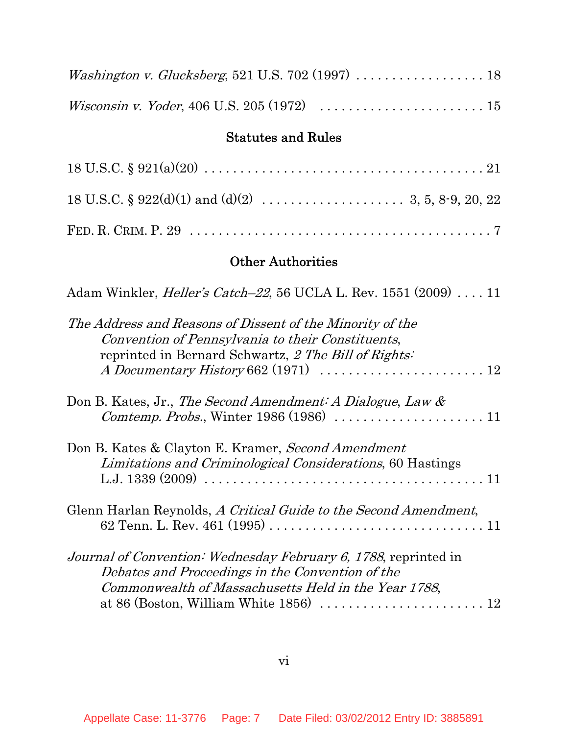*Washington v. Glucksberg*, 521 U.S. 702 (1997) . . . . . . . . . . . . . . . . . . 18

*Wisconsin v. Yoder*, 406 U.S. 205 (1972) . . . . . . . . . . . . . . . . . . . . . . . 15

## Statutes and Rules

18 U.S.C. § 921(a)(20) . . . . . . . . . . . . . . . . . . . . . . . . . . . . . . . . . . . . . . . 21

18 U.S.C. § 922(d)(1) and (d)(2) . . . . . . . . . . . . . . . . . . . . 3, 5, 8-9, 20, 22

FED. R. CRIM. P. 29 . . . . . . . . . . . . . . . . . . . . . . . . . . . . . . . . . . . . . . . . . . 7

## Other Authorities

Adam Winkler, *Heller's Catch–22*, 56 UCLA L. Rev. 1551 (2009) . . . . 11

*The Address and Reasons of Dissent of the Minority of the Convention of Pennsylvania to their Constituents*, reprinted in Bernard Schwartz, *2 The Bill of Rights: A Documentary History* 662 (1971) . . . . . . . . . . . . . . . . . . . . . . . 12

Don B. Kates, Jr., *The Second Amendment: A Dialogue*, *Law & Comtemp. Probs.*, Winter 1986 (1986) . . . . . . . . . . . . . . . . . . . . . 11

Don B. Kates & Clayton E. Kramer, *Second Amendment Limitations and Criminological Considerations*, 60 Hastings L.J. 1339 (2009) . . . . . . . . . . . . . . . . . . . . . . . . . . . . . . . . . . . . . . . 11

Glenn Harlan Reynolds, *A Critical Guide to the Second Amendment*, 62 Tenn. L. Rev. 461 (1995) . . . . . . . . . . . . . . . . . . . . . . . . . . . . . . 11

*Journal of Convention: Wednesday February 6, 1788*, reprinted in *Debates and Proceedings in the Convention of the Commonwealth of Massachusetts Held in the Year 1788*, at 86 (Boston, William White 1856) . . . . . . . . . . . . . . . . . . . . . . . 12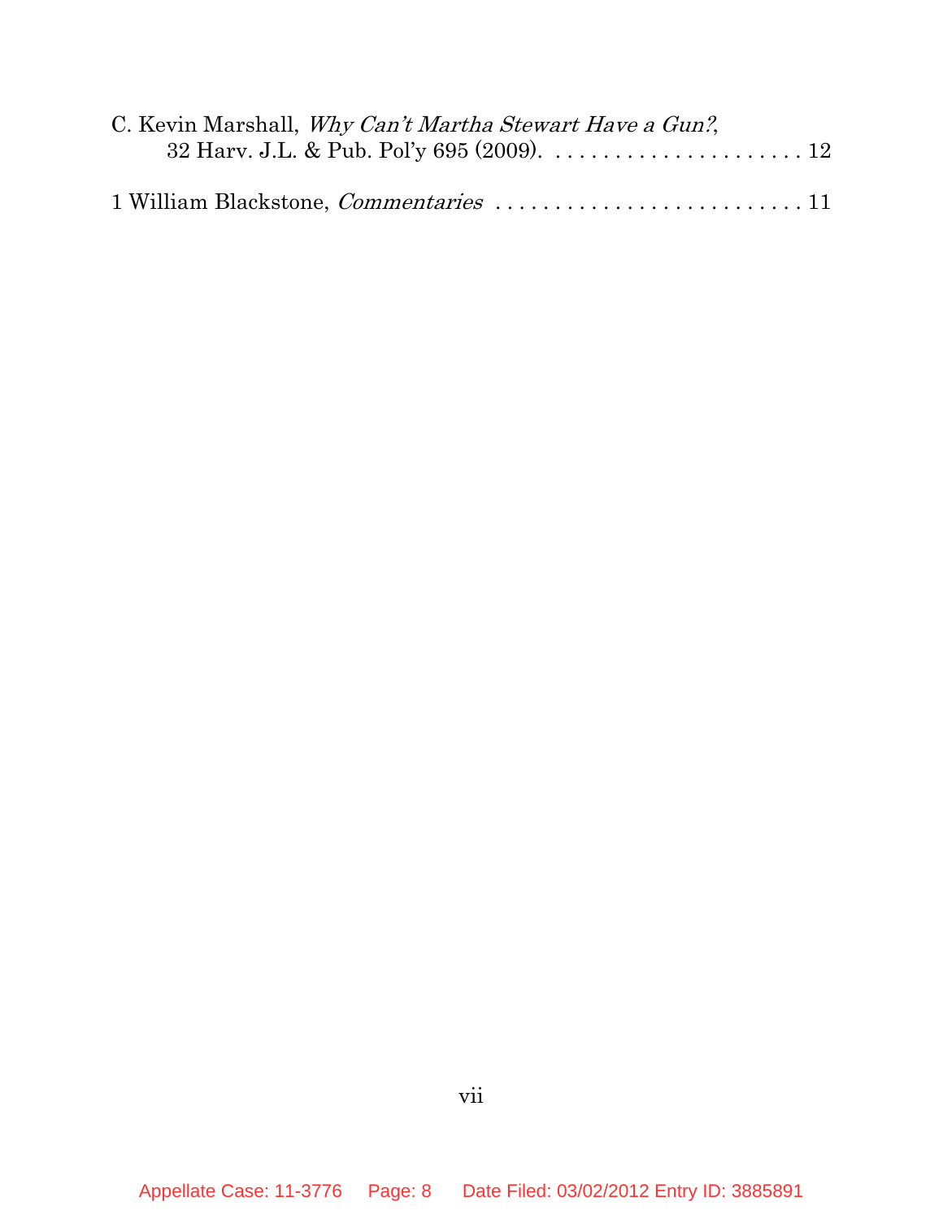C. Kevin Marshall, *Why Can't Martha Stewart Have a Gun?*, 32 Harv. J.L. & Pub. Pol'y 695 (2009). . . . . . . . . . . . . . . . . . . . . . . 12

1 William Blackstone, *Commentaries* . . . . . . . . . . . . . . . . . . . . . . . . . . . 11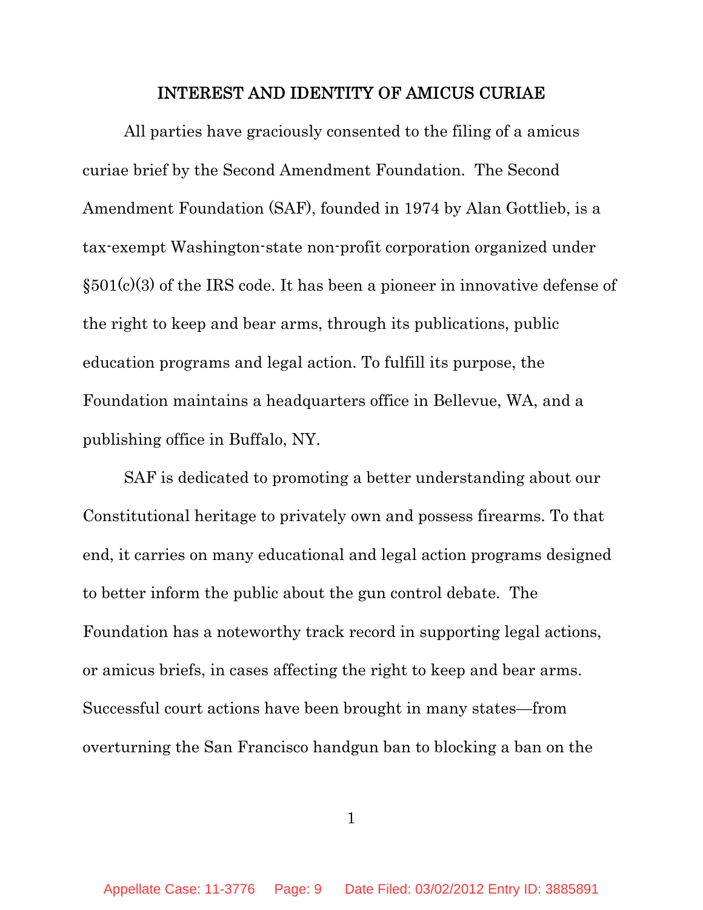## INTEREST AND IDENTITY OF AMICUS CURIAE

All parties have graciously consented to the filing of a amicus curiae brief by the Second Amendment Foundation. The Second Amendment Foundation (SAF), founded in 1974 by Alan Gottlieb, is a tax-exempt Washington-state non-profit corporation organized under §501(c)(3) of the IRS code. It has been a pioneer in innovative defense of the right to keep and bear arms, through its publications, public education programs and legal action. To fulfill its purpose, the Foundation maintains a headquarters office in Bellevue, WA, and a publishing office in Buffalo, NY.

SAF is dedicated to promoting a better understanding about our Constitutional heritage to privately own and possess firearms. To that end, it carries on many educational and legal action programs designed to better inform the public about the gun control debate. The Foundation has a noteworthy track record in supporting legal actions, or amicus briefs, in cases affecting the right to keep and bear arms. Successful court actions have been brought in many states—from overturning the San Francisco handgun ban to blocking a ban on the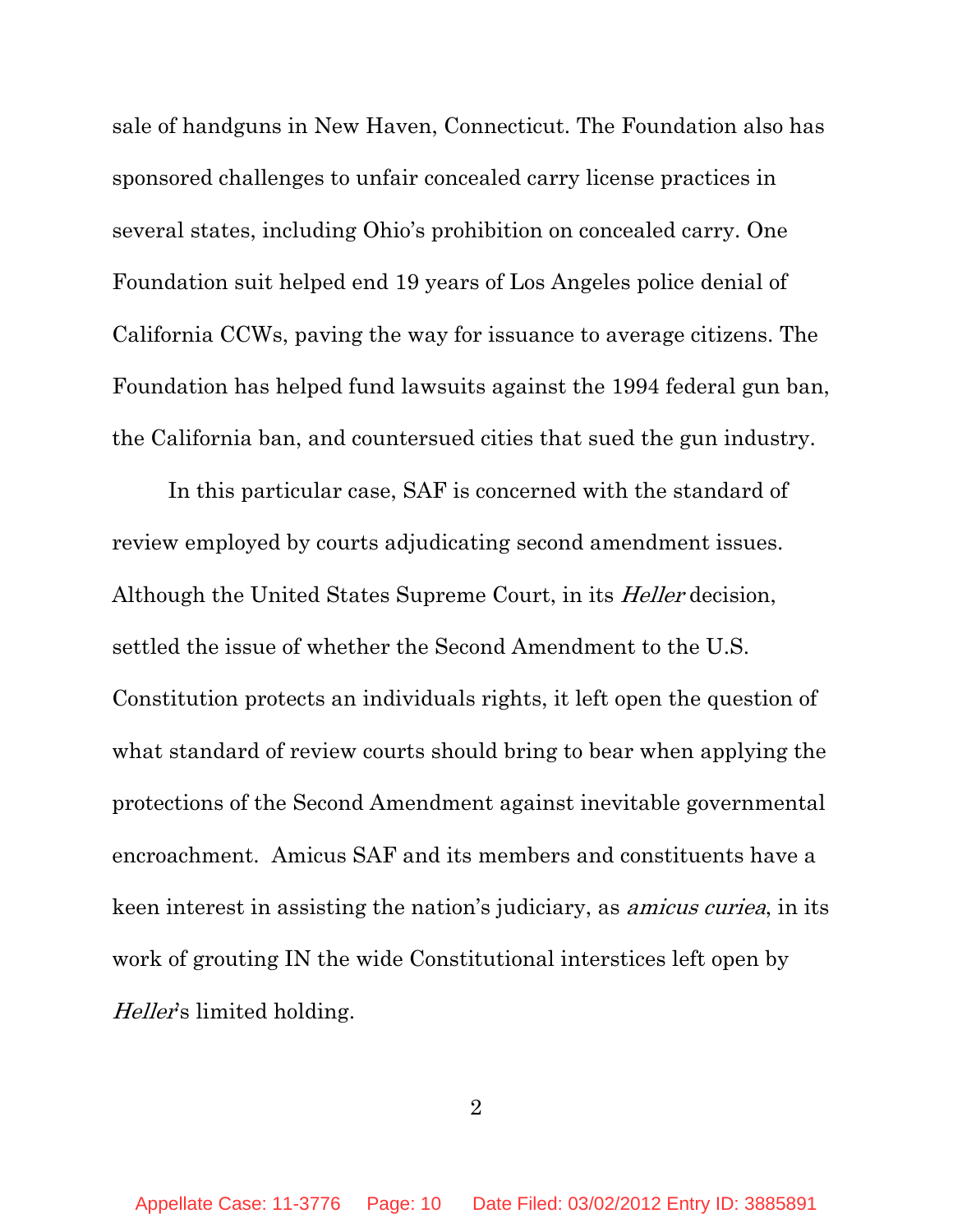sale of handguns in New Haven, Connecticut. The Foundation also has sponsored challenges to unfair concealed carry license practices in several states, including Ohio's prohibition on concealed carry. One Foundation suit helped end 19 years of Los Angeles police denial of California CCWs, paving the way for issuance to average citizens. The Foundation has helped fund lawsuits against the 1994 federal gun ban, the California ban, and countersued cities that sued the gun industry.

In this particular case, SAF is concerned with the standard of review employed by courts adjudicating second amendment issues. Although the United States Supreme Court, in its *Heller* decision, settled the issue of whether the Second Amendment to the U.S. Constitution protects an individuals rights, it left open the question of what standard of review courts should bring to bear when applying the protections of the Second Amendment against inevitable governmental encroachment. Amicus SAF and its members and constituents have a keen interest in assisting the nation's judiciary, as *amicus curiea*, in its work of grouting IN the wide Constitutional interstices left open by *Heller*'s limited holding.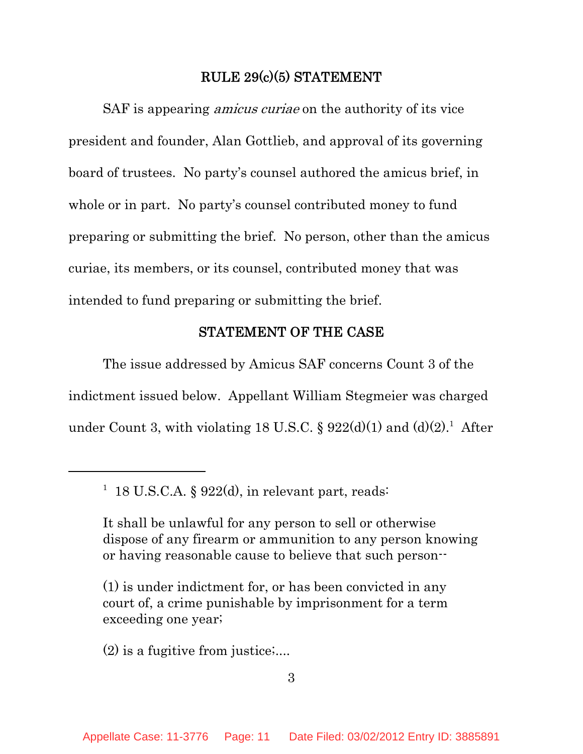## RULE 29(c)(5) STATEMENT

SAF is appearing *amicus curiae* on the authority of its vice president and founder, Alan Gottlieb, and approval of its governing board of trustees. No party's counsel authored the amicus brief, in whole or in part. No party's counsel contributed money to fund preparing or submitting the brief. No person, other than the amicus curiae, its members, or its counsel, contributed money that was intended to fund preparing or submitting the brief.

## STATEMENT OF THE CASE

The issue addressed by Amicus SAF concerns Count 3 of the indictment issued below. Appellant William Stegmeier was charged under Count 3, with violating 18 U.S.C. § 922(d)(1) and (d)(2).[1] After

---

[1] 18 U.S.C.A. § 922(d), in relevant part, reads:

> It shall be unlawful for any person to sell or otherwise dispose of any firearm or ammunition to any person knowing or having reasonable cause to believe that such person--
>
> (1) is under indictment for, or has been convicted in any court of, a crime punishable by imprisonment for a term exceeding one year;
>
> (2) is a fugitive from justice;....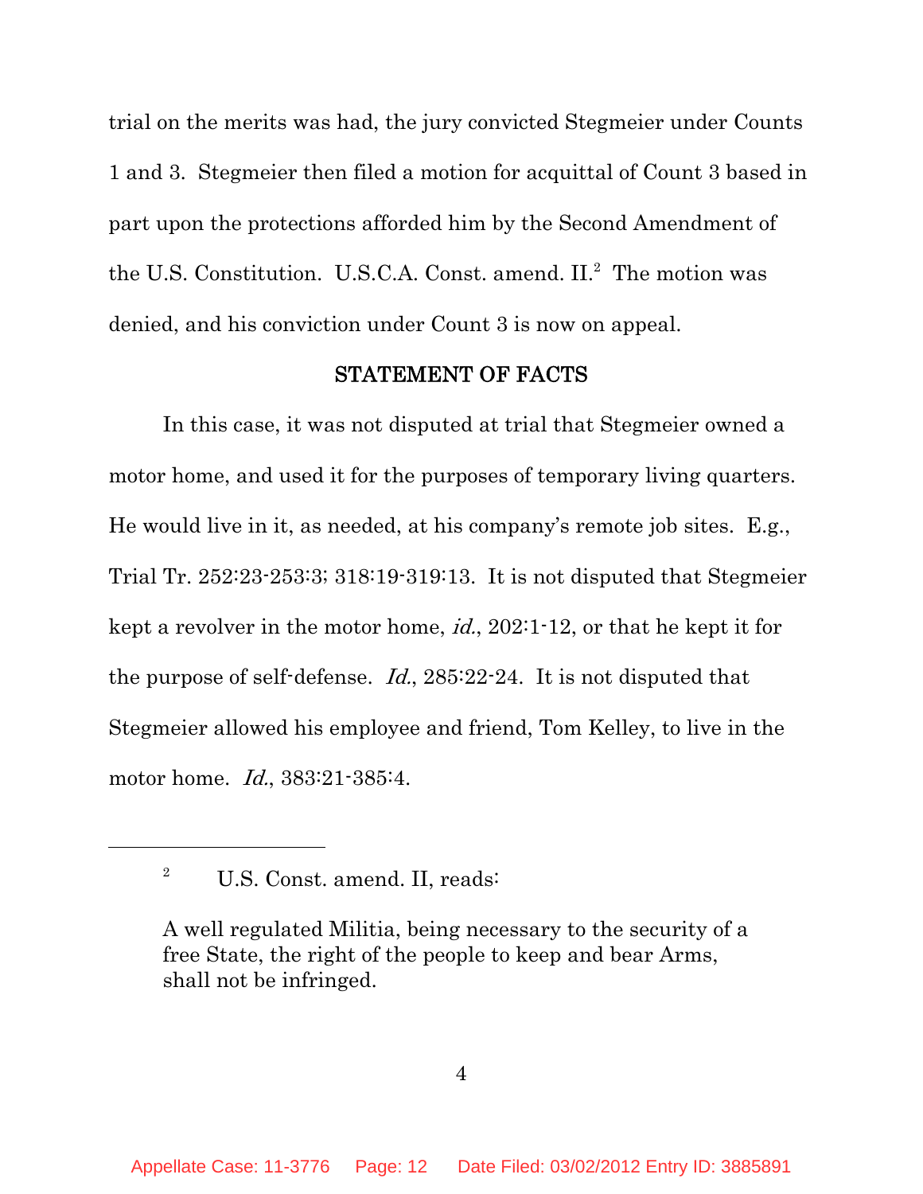trial on the merits was had, the jury convicted Stegmeier under Counts 1 and 3. Stegmeier then filed a motion for acquittal of Count 3 based in part upon the protections afforded him by the Second Amendment of the U.S. Constitution. U.S.C.A. Const. amend. II.[2] The motion was denied, and his conviction under Count 3 is now on appeal.

## STATEMENT OF FACTS

In this case, it was not disputed at trial that Stegmeier owned a motor home, and used it for the purposes of temporary living quarters. He would live in it, as needed, at his company's remote job sites. E.g., Trial Tr. 252:23-253:3; 318:19-319:13. It is not disputed that Stegmeier kept a revolver in the motor home, *id.*, 202:1-12, or that he kept it for the purpose of self-defense. *Id.*, 285:22-24. It is not disputed that Stegmeier allowed his employee and friend, Tom Kelley, to live in the motor home. *Id.*, 383:21-385:4.

---

[2] U.S. Const. amend. II, reads:

> A well regulated Militia, being necessary to the security of a free State, the right of the people to keep and bear Arms, shall not be infringed.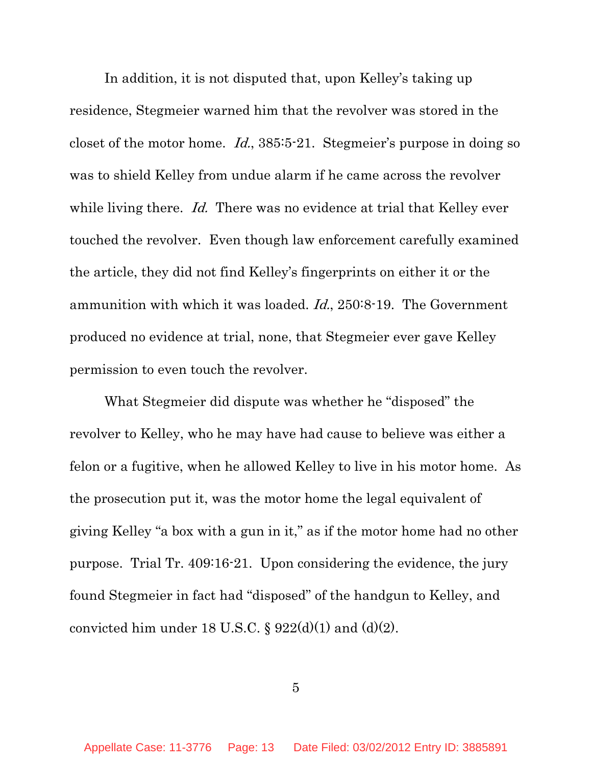In addition, it is not disputed that, upon Kelley's taking up residence, Stegmeier warned him that the revolver was stored in the closet of the motor home. *Id.*, 385:5-21. Stegmeier's purpose in doing so was to shield Kelley from undue alarm if he came across the revolver while living there. *Id.* There was no evidence at trial that Kelley ever touched the revolver. Even though law enforcement carefully examined the article, they did not find Kelley's fingerprints on either it or the ammunition with which it was loaded. *Id.*, 250:8-19. The Government produced no evidence at trial, none, that Stegmeier ever gave Kelley permission to even touch the revolver.

What Stegmeier did dispute was whether he "disposed" the revolver to Kelley, who he may have had cause to believe was either a felon or a fugitive, when he allowed Kelley to live in his motor home. As the prosecution put it, was the motor home the legal equivalent of giving Kelley "a box with a gun in it," as if the motor home had no other purpose. Trial Tr. 409:16-21. Upon considering the evidence, the jury found Stegmeier in fact had "disposed" of the handgun to Kelley, and convicted him under 18 U.S.C. § 922(d)(1) and (d)(2).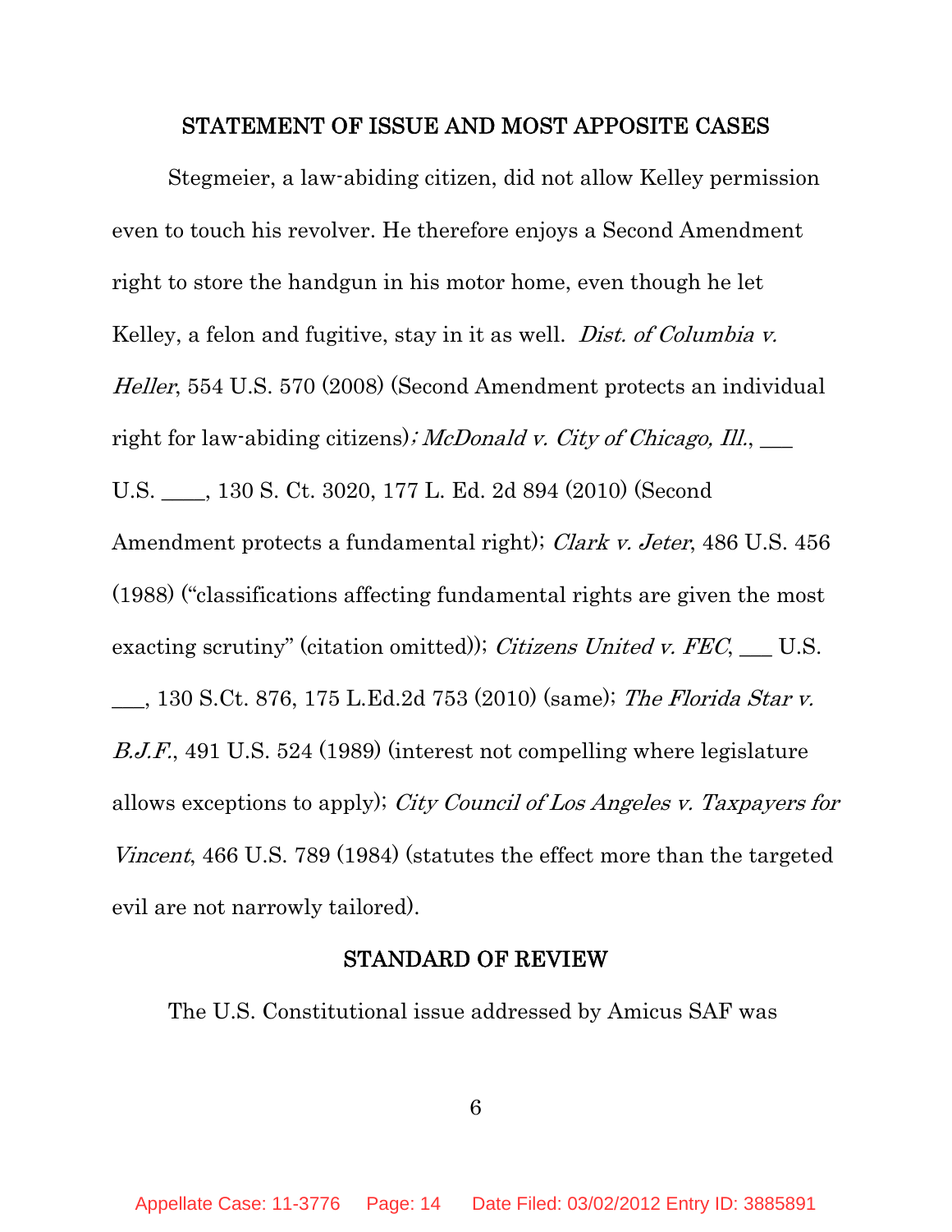## STATEMENT OF ISSUE AND MOST APPOSITE CASES

Stegmeier, a law-abiding citizen, did not allow Kelley permission even to touch his revolver. He therefore enjoys a Second Amendment right to store the handgun in his motor home, even though he let Kelley, a felon and fugitive, stay in it as well. *Dist. of Columbia v. Heller*, 554 U.S. 570 (2008) (Second Amendment protects an individual right for law-abiding citizens)*; McDonald v. City of Chicago, Ill.*, ___ U.S. ____, 130 S. Ct. 3020, 177 L. Ed. 2d 894 (2010) (Second Amendment protects a fundamental right); *Clark v. Jeter*, 486 U.S. 456 (1988) ("classifications affecting fundamental rights are given the most exacting scrutiny" (citation omitted)); *Citizens United v. FEC*, ___ U.S. ___, 130 S.Ct. 876, 175 L.Ed.2d 753 (2010) (same); *The Florida Star v. B.J.F.*, 491 U.S. 524 (1989) (interest not compelling where legislature allows exceptions to apply); *City Council of Los Angeles v. Taxpayers for Vincent*, 466 U.S. 789 (1984) (statutes the effect more than the targeted evil are not narrowly tailored).

## STANDARD OF REVIEW

The U.S. Constitutional issue addressed by Amicus SAF was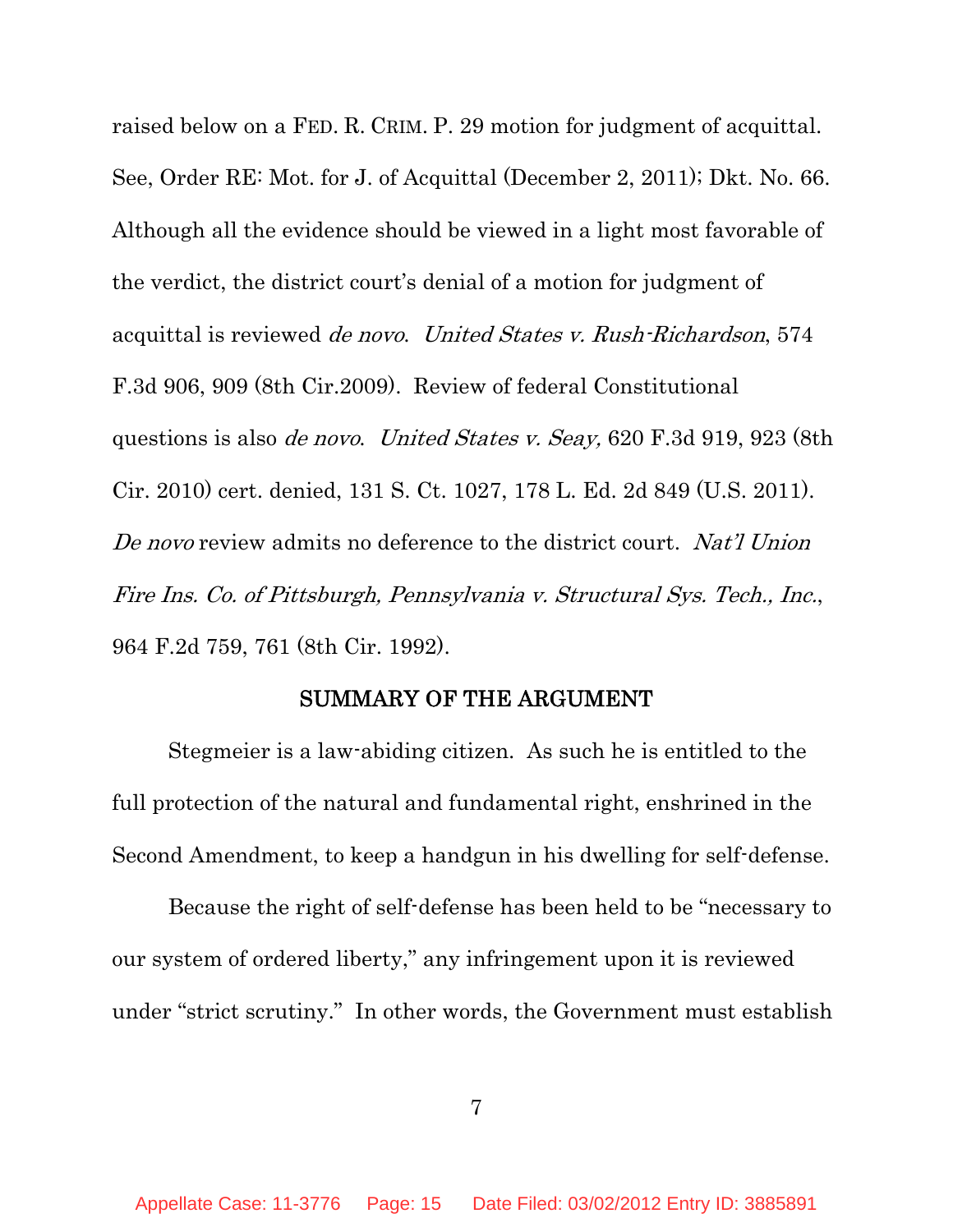raised below on a FED. R. CRIM. P. 29 motion for judgment of acquittal. See, Order RE: Mot. for J. of Acquittal (December 2, 2011); Dkt. No. 66. Although all the evidence should be viewed in a light most favorable of the verdict, the district court's denial of a motion for judgment of acquittal is reviewed *de novo*. *United States v. Rush-Richardson*, 574 F.3d 906, 909 (8th Cir.2009). Review of federal Constitutional questions is also *de novo*. *United States v. Seay,* 620 F.3d 919, 923 (8th Cir. 2010) cert. denied, 131 S. Ct. 1027, 178 L. Ed. 2d 849 (U.S. 2011). *De novo* review admits no deference to the district court. *Nat'l Union Fire Ins. Co. of Pittsburgh, Pennsylvania v. Structural Sys. Tech., Inc.*, 964 F.2d 759, 761 (8th Cir. 1992).

## SUMMARY OF THE ARGUMENT

Stegmeier is a law-abiding citizen. As such he is entitled to the full protection of the natural and fundamental right, enshrined in the Second Amendment, to keep a handgun in his dwelling for self-defense.

Because the right of self-defense has been held to be "necessary to our system of ordered liberty," any infringement upon it is reviewed under "strict scrutiny." In other words, the Government must establish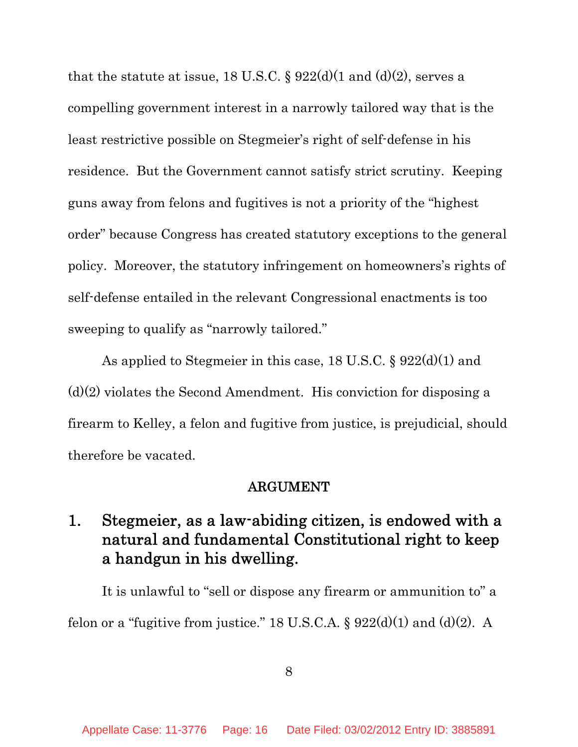that the statute at issue, 18 U.S.C. § 922(d)(1 and (d)(2), serves a compelling government interest in a narrowly tailored way that is the least restrictive possible on Stegmeier's right of self-defense in his residence. But the Government cannot satisfy strict scrutiny. Keeping guns away from felons and fugitives is not a priority of the "highest order" because Congress has created statutory exceptions to the general policy. Moreover, the statutory infringement on homeowners's rights of self-defense entailed in the relevant Congressional enactments is too sweeping to qualify as "narrowly tailored."

As applied to Stegmeier in this case, 18 U.S.C. § 922(d)(1) and (d)(2) violates the Second Amendment. His conviction for disposing a firearm to Kelley, a felon and fugitive from justice, is prejudicial, should therefore be vacated.

## ARGUMENT

### 1. Stegmeier, as a law-abiding citizen, is endowed with a natural and fundamental Constitutional right to keep a handgun in his dwelling.

It is unlawful to "sell or dispose any firearm or ammunition to" a felon or a "fugitive from justice." 18 U.S.C.A. § 922(d)(1) and (d)(2). A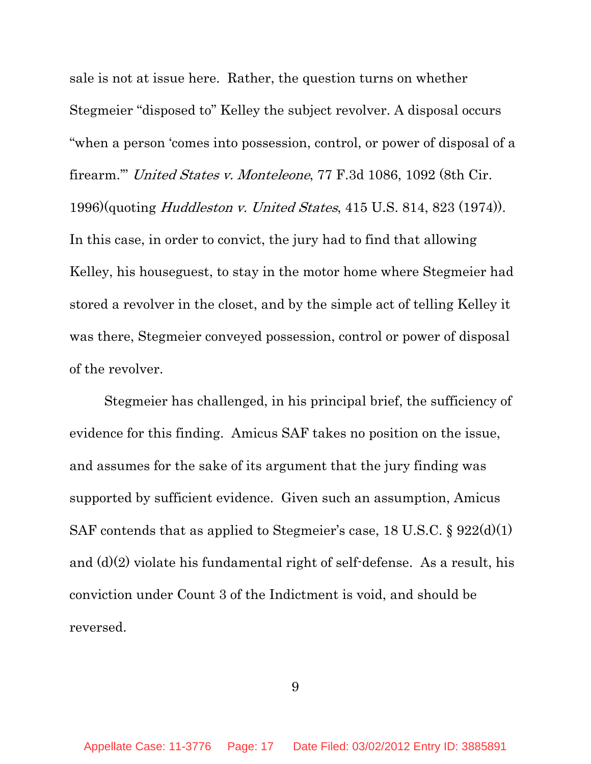sale is not at issue here. Rather, the question turns on whether Stegmeier "disposed to" Kelley the subject revolver. A disposal occurs "when a person 'comes into possession, control, or power of disposal of a firearm.'" *United States v. Monteleone*, 77 F.3d 1086, 1092 (8th Cir. 1996)(quoting *Huddleston v. United States*, 415 U.S. 814, 823 (1974)). In this case, in order to convict, the jury had to find that allowing Kelley, his houseguest, to stay in the motor home where Stegmeier had stored a revolver in the closet, and by the simple act of telling Kelley it was there, Stegmeier conveyed possession, control or power of disposal of the revolver.

Stegmeier has challenged, in his principal brief, the sufficiency of evidence for this finding. Amicus SAF takes no position on the issue, and assumes for the sake of its argument that the jury finding was supported by sufficient evidence. Given such an assumption, Amicus SAF contends that as applied to Stegmeier's case, 18 U.S.C. § 922(d)(1) and (d)(2) violate his fundamental right of self-defense. As a result, his conviction under Count 3 of the Indictment is void, and should be reversed.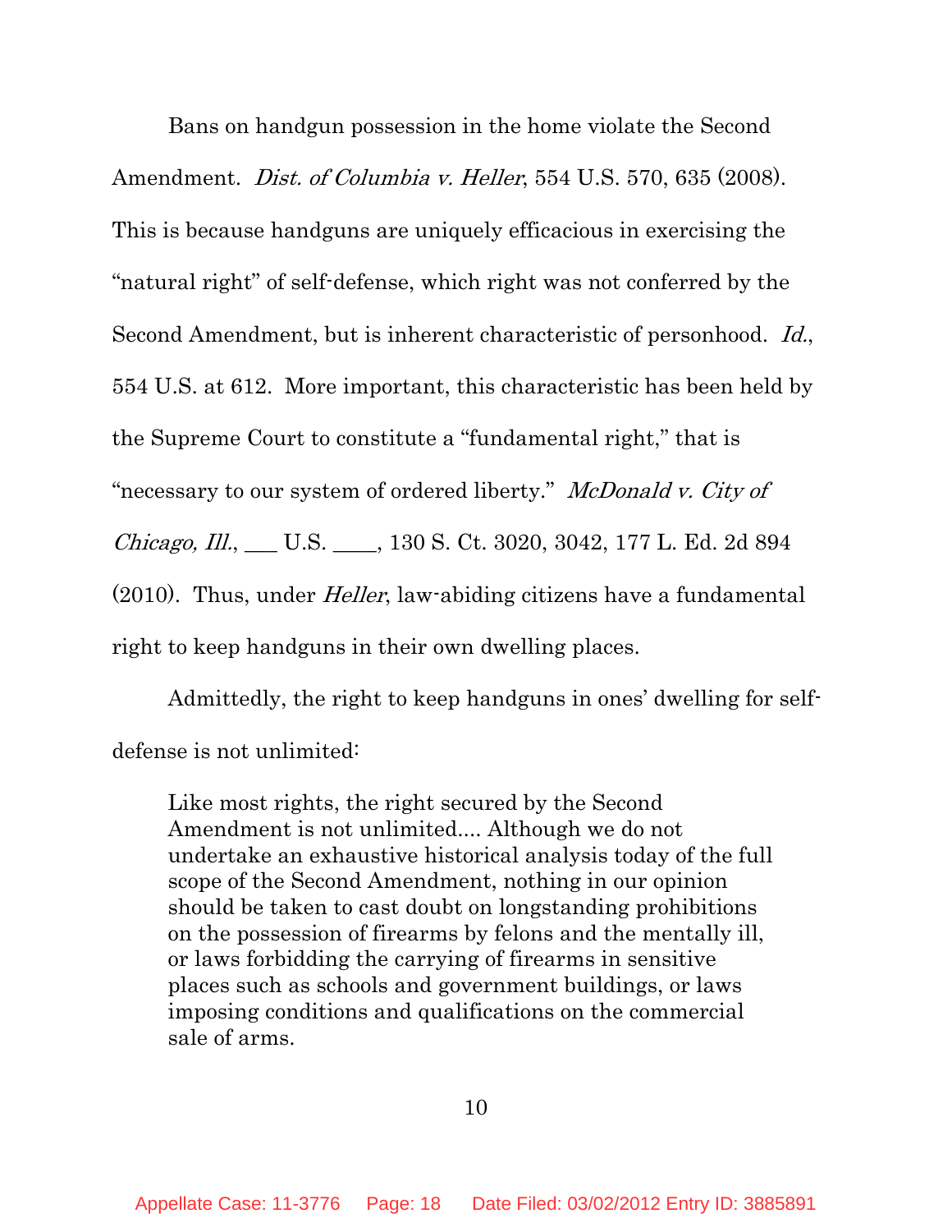Bans on handgun possession in the home violate the Second Amendment. *Dist. of Columbia v. Heller*, 554 U.S. 570, 635 (2008). This is because handguns are uniquely efficacious in exercising the "natural right" of self-defense, which right was not conferred by the Second Amendment, but is inherent characteristic of personhood. *Id.*, 554 U.S. at 612. More important, this characteristic has been held by the Supreme Court to constitute a "fundamental right," that is "necessary to our system of ordered liberty." *McDonald v. City of Chicago, Ill.*, ___ U.S. ____, 130 S. Ct. 3020, 3042, 177 L. Ed. 2d 894 (2010). Thus, under *Heller*, law-abiding citizens have a fundamental right to keep handguns in their own dwelling places.

Admittedly, the right to keep handguns in ones' dwelling for self-defense is not unlimited:

> Like most rights, the right secured by the Second Amendment is not unlimited.... Although we do not undertake an exhaustive historical analysis today of the full scope of the Second Amendment, nothing in our opinion should be taken to cast doubt on longstanding prohibitions on the possession of firearms by felons and the mentally ill, or laws forbidding the carrying of firearms in sensitive places such as schools and government buildings, or laws imposing conditions and qualifications on the commercial sale of arms.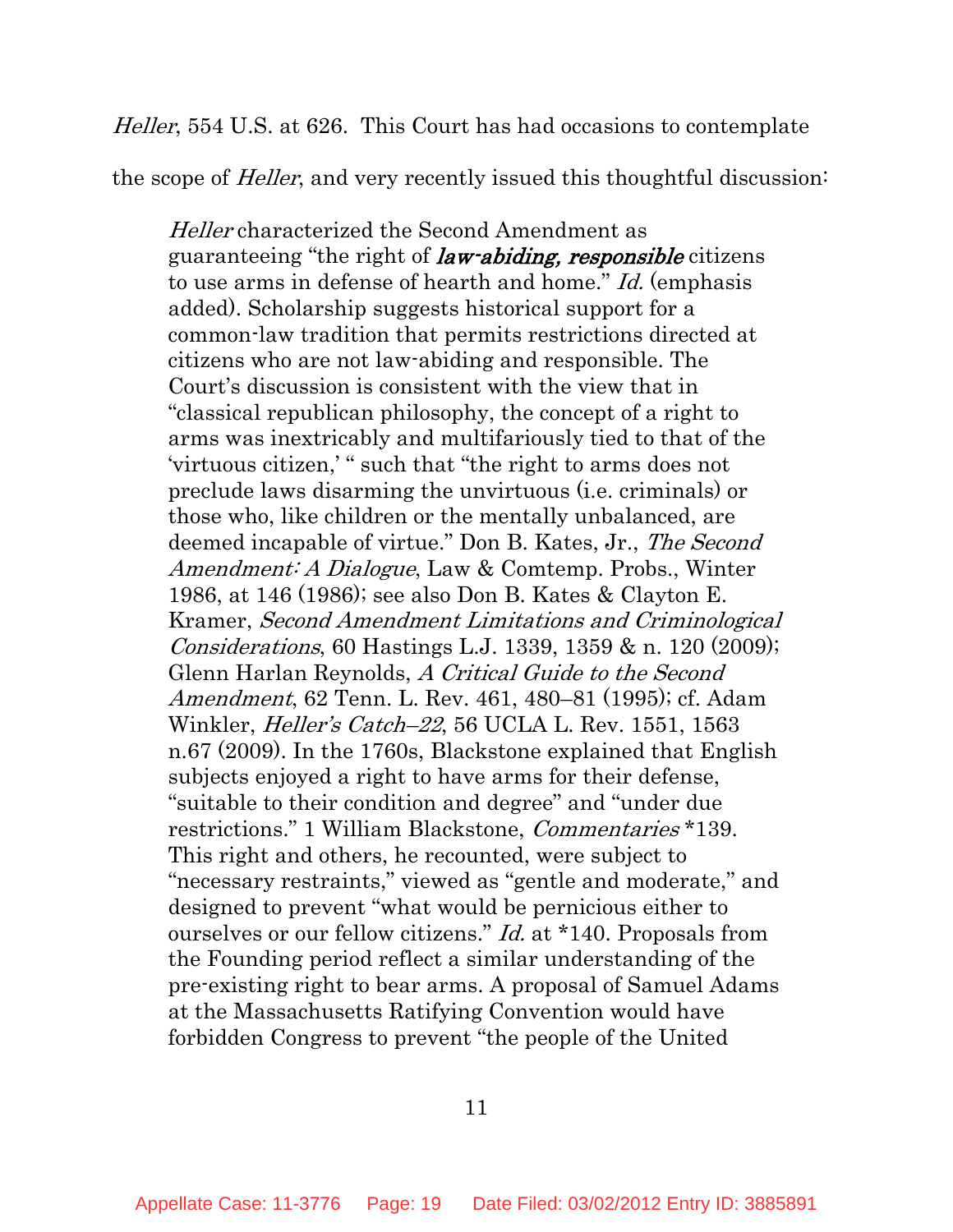*Heller*, 554 U.S. at 626. This Court has had occasions to contemplate the scope of *Heller*, and very recently issued this thoughtful discussion:

> *Heller* characterized the Second Amendment as guaranteeing "the right of ***law-abiding, responsible*** citizens to use arms in defense of hearth and home." *Id.* (emphasis added). Scholarship suggests historical support for a common-law tradition that permits restrictions directed at citizens who are not law-abiding and responsible. The Court's discussion is consistent with the view that in "classical republican philosophy, the concept of a right to arms was inextricably and multifariously tied to that of the 'virtuous citizen,' " such that "the right to arms does not preclude laws disarming the unvirtuous (i.e. criminals) or those who, like children or the mentally unbalanced, are deemed incapable of virtue." Don B. Kates, Jr., *The Second Amendment: A Dialogue*, Law & Comtemp. Probs., Winter 1986, at 146 (1986); see also Don B. Kates & Clayton E. Kramer, *Second Amendment Limitations and Criminological Considerations*, 60 Hastings L.J. 1339, 1359 & n. 120 (2009); Glenn Harlan Reynolds, *A Critical Guide to the Second Amendment*, 62 Tenn. L. Rev. 461, 480–81 (1995); cf. Adam Winkler, *Heller's Catch–22*, 56 UCLA L. Rev. 1551, 1563 n.67 (2009). In the 1760s, Blackstone explained that English subjects enjoyed a right to have arms for their defense, "suitable to their condition and degree" and "under due restrictions." 1 William Blackstone, *Commentaries* *139. This right and others, he recounted, were subject to "necessary restraints," viewed as "gentle and moderate," and designed to prevent "what would be pernicious either to ourselves or our fellow citizens." *Id.* at *140. Proposals from the Founding period reflect a similar understanding of the pre-existing right to bear arms. A proposal of Samuel Adams at the Massachusetts Ratifying Convention would have forbidden Congress to prevent "the people of the United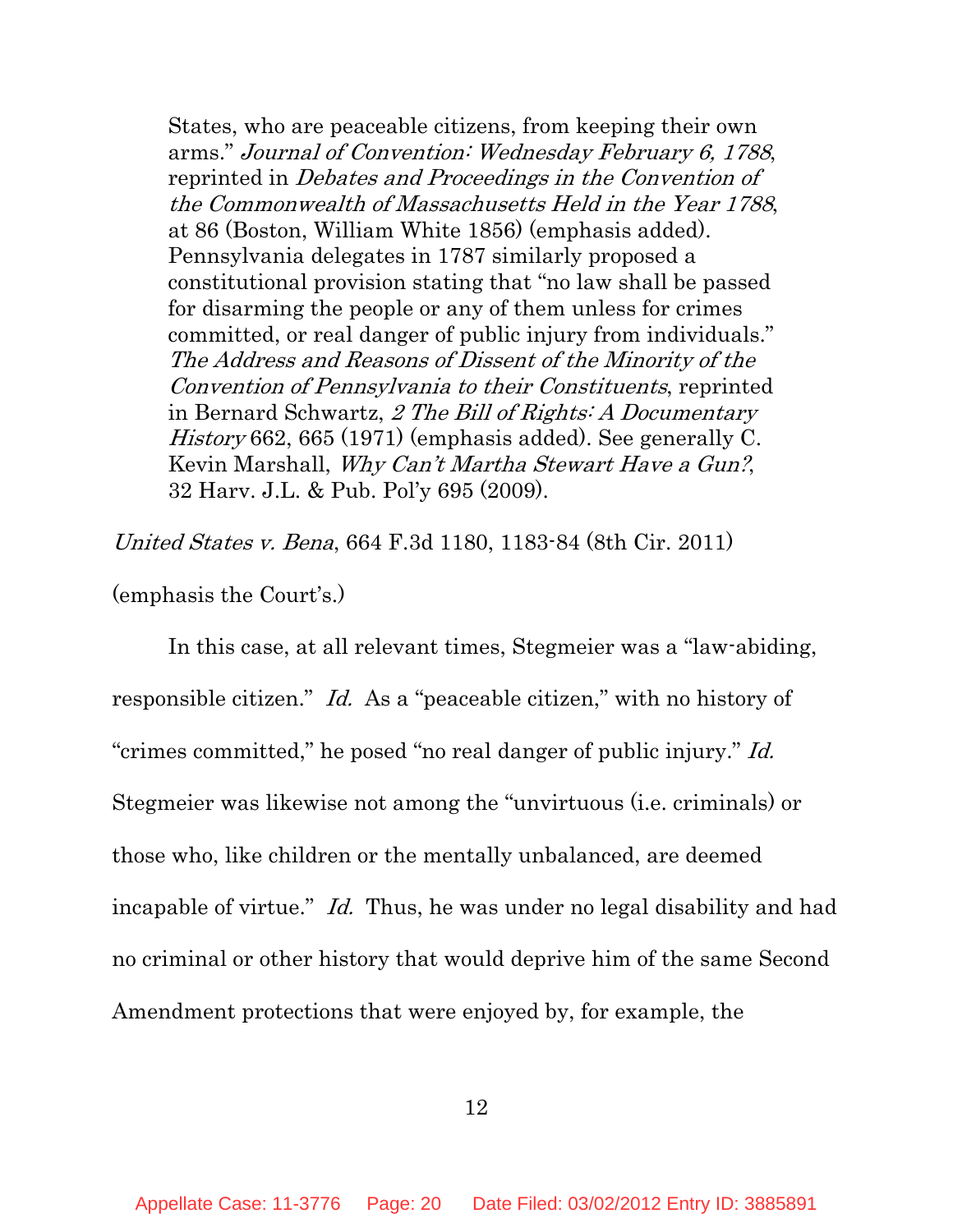> States, who are peaceable citizens, from keeping their own arms." *Journal of Convention: Wednesday February 6, 1788*, reprinted in *Debates and Proceedings in the Convention of the Commonwealth of Massachusetts Held in the Year 1788*, at 86 (Boston, William White 1856) (emphasis added). Pennsylvania delegates in 1787 similarly proposed a constitutional provision stating that "no law shall be passed for disarming the people or any of them unless for crimes committed, or real danger of public injury from individuals." *The Address and Reasons of Dissent of the Minority of the Convention of Pennsylvania to their Constituents*, reprinted in Bernard Schwartz, *2 The Bill of Rights: A Documentary History* 662, 665 (1971) (emphasis added). See generally C. Kevin Marshall, *Why Can't Martha Stewart Have a Gun?*, 32 Harv. J.L. & Pub. Pol'y 695 (2009).

*United States v. Bena*, 664 F.3d 1180, 1183-84 (8th Cir. 2011)

(emphasis the Court's.)

In this case, at all relevant times, Stegmeier was a "law-abiding, responsible citizen." *Id.* As a "peaceable citizen," with no history of "crimes committed," he posed "no real danger of public injury." *Id.* Stegmeier was likewise not among the "unvirtuous (i.e. criminals) or those who, like children or the mentally unbalanced, are deemed incapable of virtue." *Id.* Thus, he was under no legal disability and had no criminal or other history that would deprive him of the same Second Amendment protections that were enjoyed by, for example, the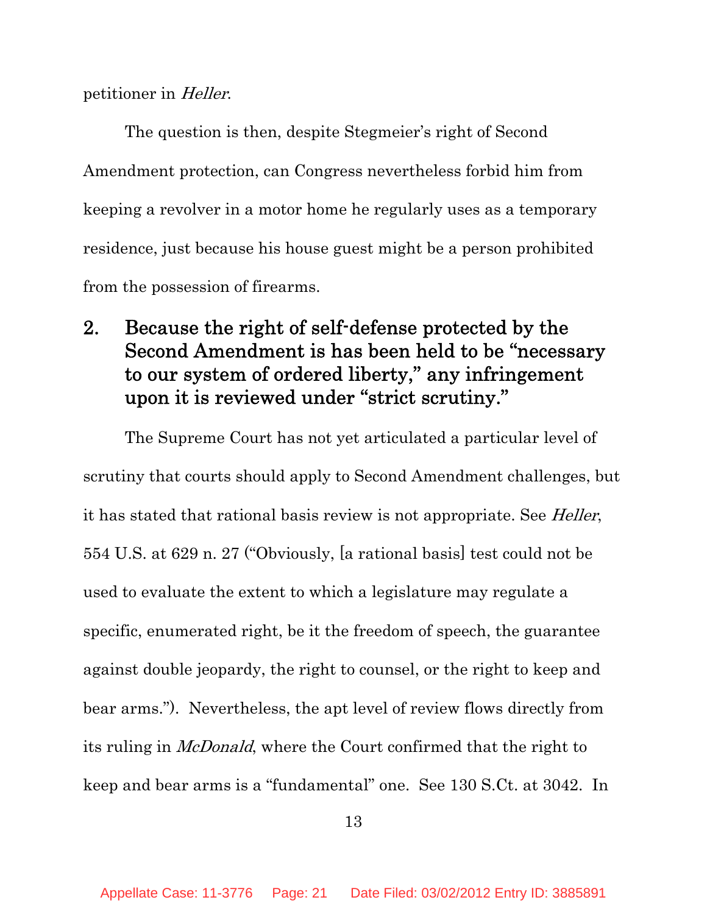petitioner in *Heller*.

The question is then, despite Stegmeier's right of Second Amendment protection, can Congress nevertheless forbid him from keeping a revolver in a motor home he regularly uses as a temporary residence, just because his house guest might be a person prohibited from the possession of firearms.

## 2. Because the right of self-defense protected by the Second Amendment is has been held to be "necessary to our system of ordered liberty," any infringement upon it is reviewed under "strict scrutiny."

The Supreme Court has not yet articulated a particular level of scrutiny that courts should apply to Second Amendment challenges, but it has stated that rational basis review is not appropriate. See *Heller*, 554 U.S. at 629 n. 27 ("Obviously, [a rational basis] test could not be used to evaluate the extent to which a legislature may regulate a specific, enumerated right, be it the freedom of speech, the guarantee against double jeopardy, the right to counsel, or the right to keep and bear arms."). Nevertheless, the apt level of review flows directly from its ruling in *McDonald*, where the Court confirmed that the right to keep and bear arms is a "fundamental" one. See 130 S.Ct. at 3042. In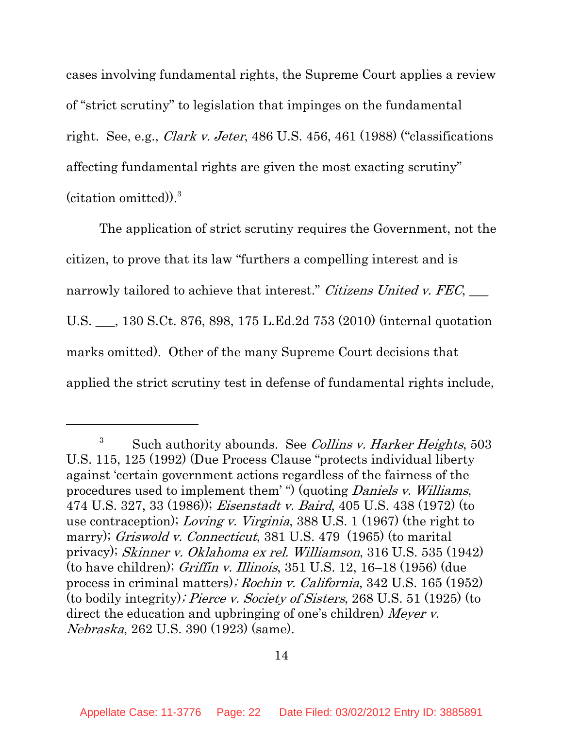cases involving fundamental rights, the Supreme Court applies a review of "strict scrutiny" to legislation that impinges on the fundamental right. See, e.g., *Clark v. Jeter*, 486 U.S. 456, 461 (1988) ("classifications affecting fundamental rights are given the most exacting scrutiny" (citation omitted)).[3]

The application of strict scrutiny requires the Government, not the citizen, to prove that its law "furthers a compelling interest and is narrowly tailored to achieve that interest." *Citizens United v. FEC*, ___ U.S. ___, 130 S.Ct. 876, 898, 175 L.Ed.2d 753 (2010) (internal quotation marks omitted). Other of the many Supreme Court decisions that applied the strict scrutiny test in defense of fundamental rights include,

---

[3] Such authority abounds. See *Collins v. Harker Heights*, 503 U.S. 115, 125 (1992) (Due Process Clause "protects individual liberty against 'certain government actions regardless of the fairness of the procedures used to implement them' ") (quoting *Daniels v. Williams*, 474 U.S. 327, 33 (1986)); *Eisenstadt v. Baird*, 405 U.S. 438 (1972) (to use contraception); *Loving v. Virginia*, 388 U.S. 1 (1967) (the right to marry); *Griswold v. Connecticut*, 381 U.S. 479 (1965) (to marital privacy); *Skinner v. Oklahoma ex rel. Williamson*, 316 U.S. 535 (1942) (to have children); *Griffin v. Illinois*, 351 U.S. 12, 16–18 (1956) (due process in criminal matters); *Rochin v. California*, 342 U.S. 165 (1952) (to bodily integrity); *Pierce v. Society of Sisters*, 268 U.S. 51 (1925) (to direct the education and upbringing of one's children) *Meyer v. Nebraska*, 262 U.S. 390 (1923) (same).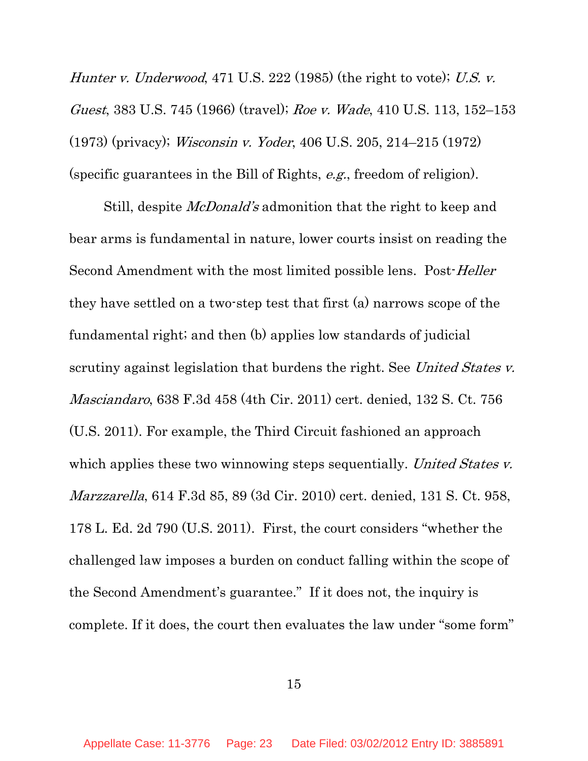*Hunter v. Underwood*, 471 U.S. 222 (1985) (the right to vote); *U.S. v. Guest*, 383 U.S. 745 (1966) (travel); *Roe v. Wade*, 410 U.S. 113, 152–153 (1973) (privacy); *Wisconsin v. Yoder*, 406 U.S. 205, 214–215 (1972) (specific guarantees in the Bill of Rights, *e.g.*, freedom of religion).

Still, despite *McDonald's* admonition that the right to keep and bear arms is fundamental in nature, lower courts insist on reading the Second Amendment with the most limited possible lens. Post-*Heller* they have settled on a two-step test that first (a) narrows scope of the fundamental right; and then (b) applies low standards of judicial scrutiny against legislation that burdens the right. See *United States v. Masciandaro*, 638 F.3d 458 (4th Cir. 2011) cert. denied, 132 S. Ct. 756 (U.S. 2011). For example, the Third Circuit fashioned an approach which applies these two winnowing steps sequentially. *United States v. Marzzarella*, 614 F.3d 85, 89 (3d Cir. 2010) cert. denied, 131 S. Ct. 958, 178 L. Ed. 2d 790 (U.S. 2011). First, the court considers "whether the challenged law imposes a burden on conduct falling within the scope of the Second Amendment's guarantee." If it does not, the inquiry is complete. If it does, the court then evaluates the law under "some form"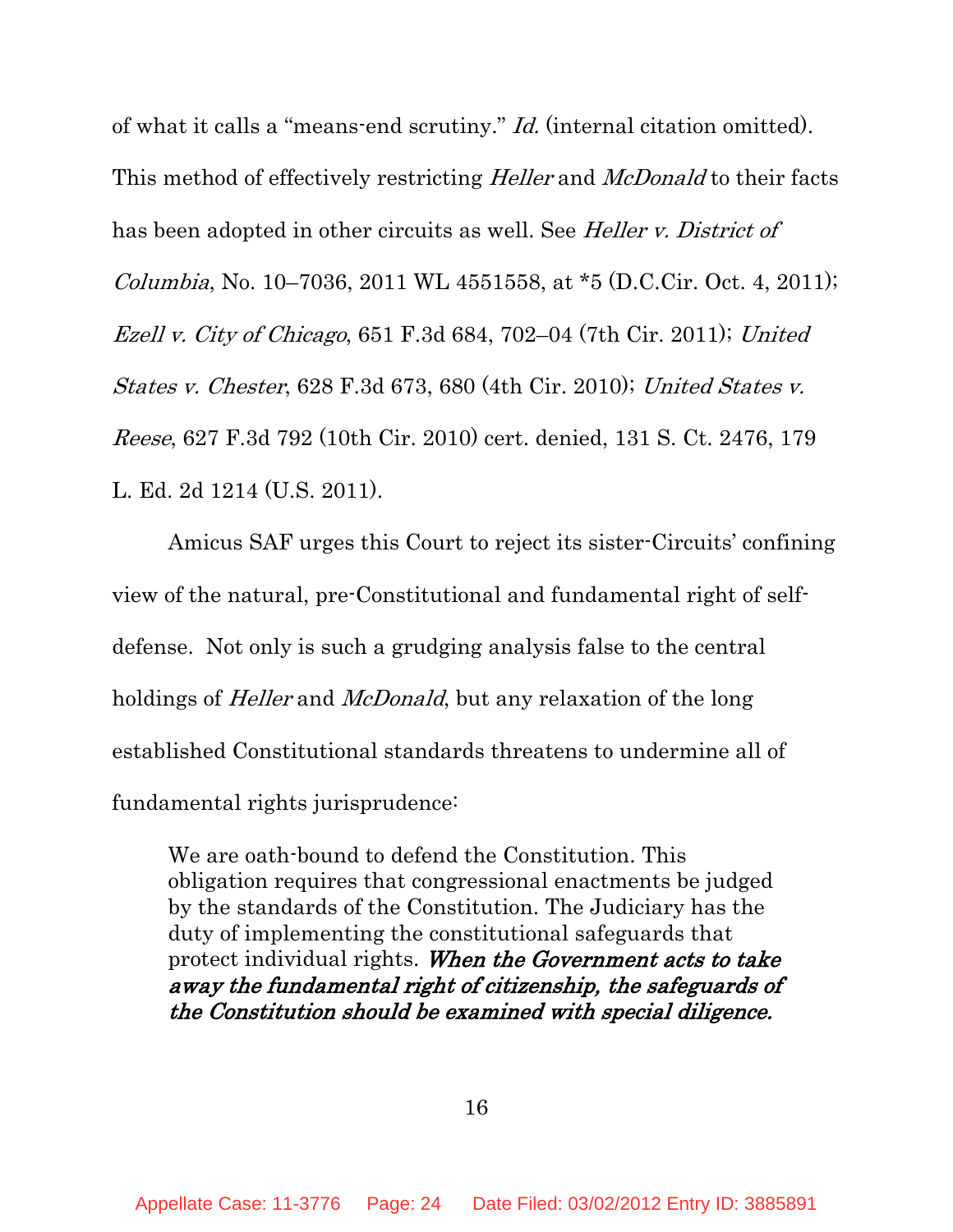of what it calls a "means-end scrutiny." *Id.* (internal citation omitted). This method of effectively restricting *Heller* and *McDonald* to their facts has been adopted in other circuits as well. See *Heller v. District of Columbia*, No. 10–7036, 2011 WL 4551558, at *5 (D.C.Cir. Oct. 4, 2011); *Ezell v. City of Chicago*, 651 F.3d 684, 702–04 (7th Cir. 2011); *United States v. Chester*, 628 F.3d 673, 680 (4th Cir. 2010); *United States v. Reese*, 627 F.3d 792 (10th Cir. 2010) cert. denied, 131 S. Ct. 2476, 179 L. Ed. 2d 1214 (U.S. 2011).

Amicus SAF urges this Court to reject its sister-Circuits' confining view of the natural, pre-Constitutional and fundamental right of self-defense. Not only is such a grudging analysis false to the central holdings of *Heller* and *McDonald*, but any relaxation of the long established Constitutional standards threatens to undermine all of fundamental rights jurisprudence:

> We are oath-bound to defend the Constitution. This obligation requires that congressional enactments be judged by the standards of the Constitution. The Judiciary has the duty of implementing the constitutional safeguards that protect individual rights. ***When the Government acts to take away the fundamental right of citizenship, the safeguards of the Constitution should be examined with special diligence.***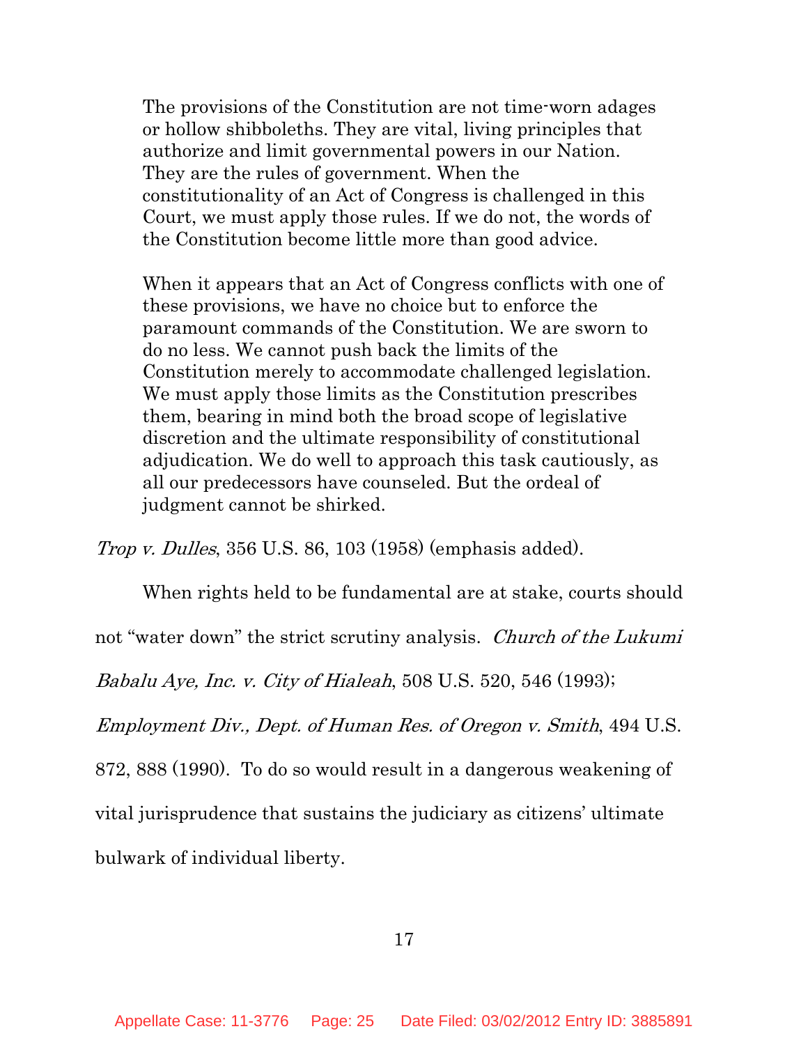> The provisions of the Constitution are not time-worn adages or hollow shibboleths. They are vital, living principles that authorize and limit governmental powers in our Nation. They are the rules of government. When the constitutionality of an Act of Congress is challenged in this Court, we must apply those rules. If we do not, the words of the Constitution become little more than good advice.
>
> When it appears that an Act of Congress conflicts with one of these provisions, we have no choice but to enforce the paramount commands of the Constitution. We are sworn to do no less. We cannot push back the limits of the Constitution merely to accommodate challenged legislation. We must apply those limits as the Constitution prescribes them, bearing in mind both the broad scope of legislative discretion and the ultimate responsibility of constitutional adjudication. We do well to approach this task cautiously, as all our predecessors have counseled. But the ordeal of judgment cannot be shirked.

*Trop v. Dulles*, 356 U.S. 86, 103 (1958) (emphasis added).

When rights held to be fundamental are at stake, courts should not "water down" the strict scrutiny analysis. *Church of the Lukumi Babalu Aye, Inc. v. City of Hialeah*, 508 U.S. 520, 546 (1993); *Employment Div., Dept. of Human Res. of Oregon v. Smith*, 494 U.S. 872, 888 (1990). To do so would result in a dangerous weakening of vital jurisprudence that sustains the judiciary as citizens' ultimate bulwark of individual liberty.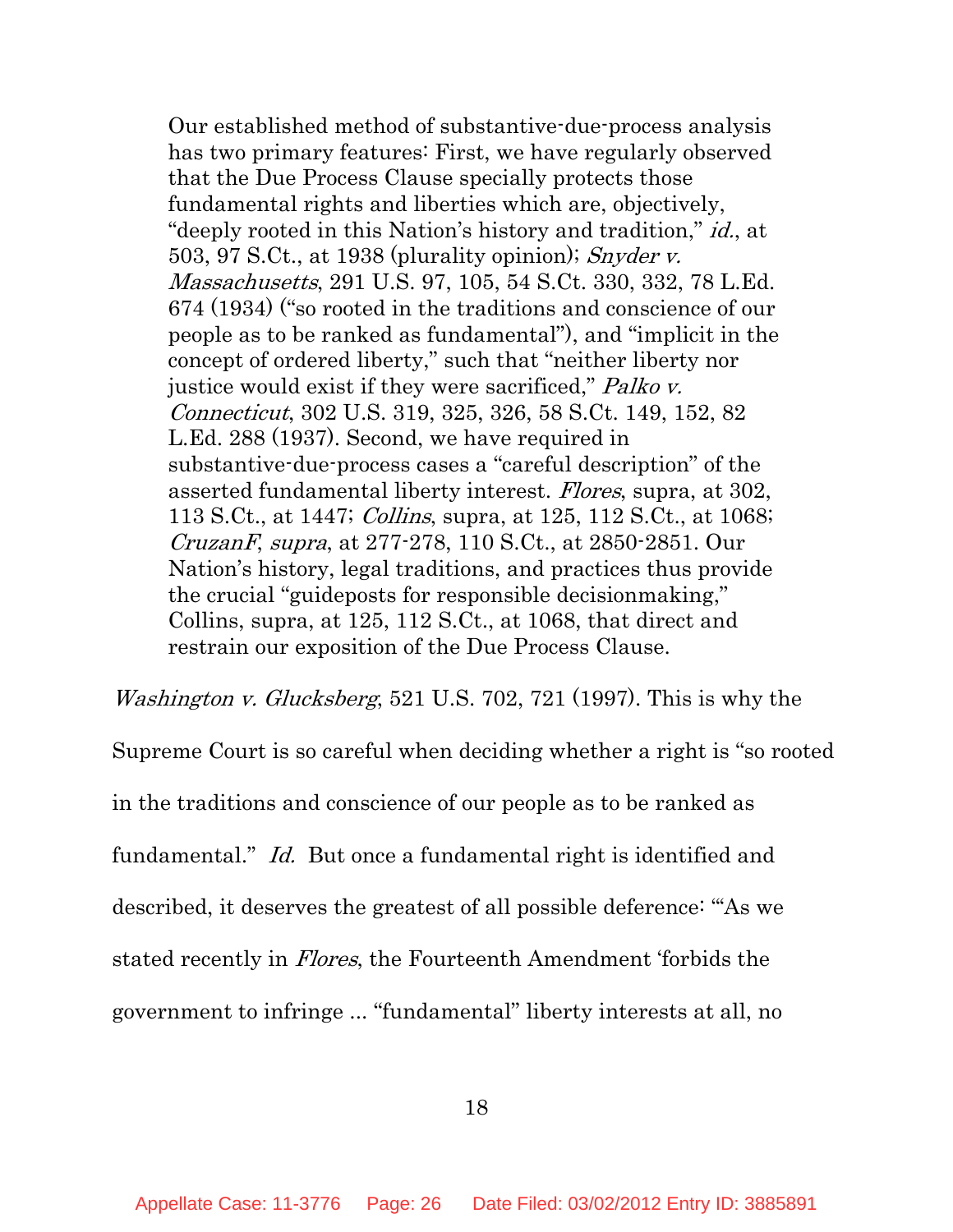> Our established method of substantive-due-process analysis has two primary features: First, we have regularly observed that the Due Process Clause specially protects those fundamental rights and liberties which are, objectively, "deeply rooted in this Nation's history and tradition," *id.*, at 503, 97 S.Ct., at 1938 (plurality opinion); *Snyder v. Massachusetts*, 291 U.S. 97, 105, 54 S.Ct. 330, 332, 78 L.Ed. 674 (1934) ("so rooted in the traditions and conscience of our people as to be ranked as fundamental"), and "implicit in the concept of ordered liberty," such that "neither liberty nor justice would exist if they were sacrificed," *Palko v. Connecticut*, 302 U.S. 319, 325, 326, 58 S.Ct. 149, 152, 82 L.Ed. 288 (1937). Second, we have required in substantive-due-process cases a "careful description" of the asserted fundamental liberty interest. *Flores*, supra, at 302, 113 S.Ct., at 1447; *Collins*, supra, at 125, 112 S.Ct., at 1068; *CruzanF*, *supra*, at 277-278, 110 S.Ct., at 2850-2851. Our Nation's history, legal traditions, and practices thus provide the crucial "guideposts for responsible decisionmaking," Collins, supra, at 125, 112 S.Ct., at 1068, that direct and restrain our exposition of the Due Process Clause.

*Washington v. Glucksberg*, 521 U.S. 702, 721 (1997). This is why the Supreme Court is so careful when deciding whether a right is "so rooted in the traditions and conscience of our people as to be ranked as fundamental." *Id.* But once a fundamental right is identified and described, it deserves the greatest of all possible deference: "'As we stated recently in *Flores*, the Fourteenth Amendment 'forbids the government to infringe ... "fundamental" liberty interests at all, no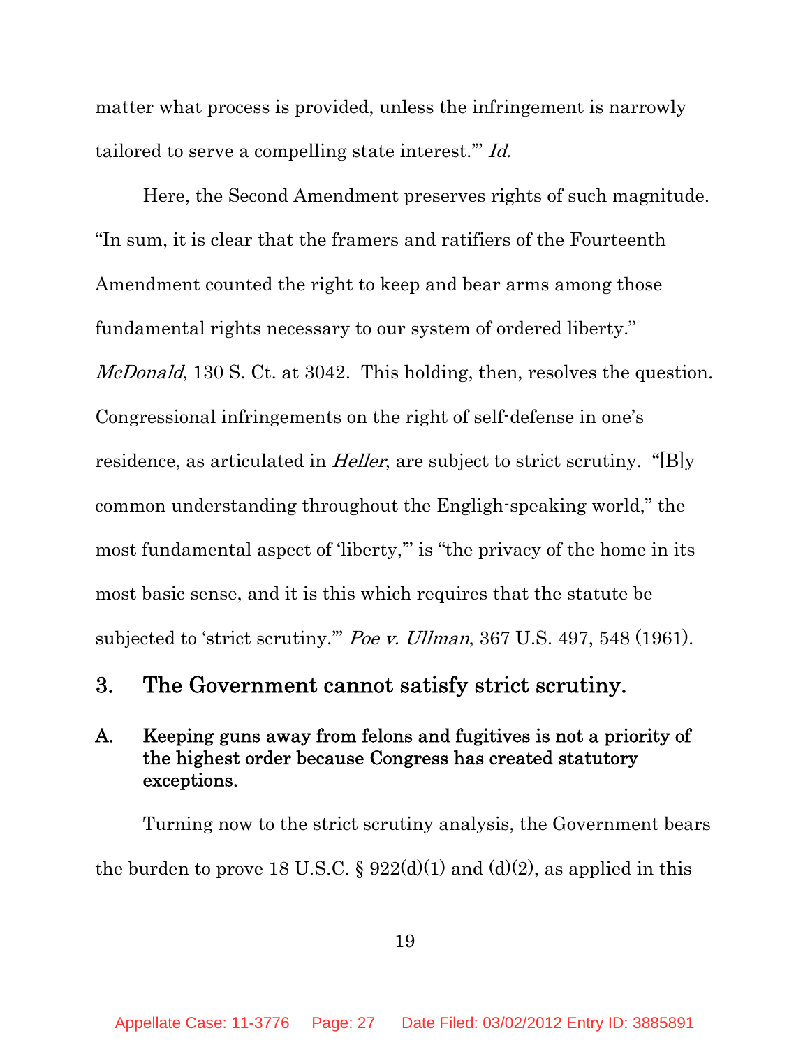matter what process is provided, unless the infringement is narrowly tailored to serve a compelling state interest.'" *Id.*

Here, the Second Amendment preserves rights of such magnitude. "In sum, it is clear that the framers and ratifiers of the Fourteenth Amendment counted the right to keep and bear arms among those fundamental rights necessary to our system of ordered liberty." *McDonald*, 130 S. Ct. at 3042. This holding, then, resolves the question. Congressional infringements on the right of self-defense in one's residence, as articulated in *Heller*, are subject to strict scrutiny. "[B]y common understanding throughout the Engligh-speaking world," the most fundamental aspect of 'liberty,'" is "the privacy of the home in its most basic sense, and it is this which requires that the statute be subjected to 'strict scrutiny.'" *Poe v. Ullman*, 367 U.S. 497, 548 (1961).

## 3. The Government cannot satisfy strict scrutiny.

### A. Keeping guns away from felons and fugitives is not a priority of the highest order because Congress has created statutory exceptions.

Turning now to the strict scrutiny analysis, the Government bears the burden to prove 18 U.S.C. § 922(d)(1) and (d)(2), as applied in this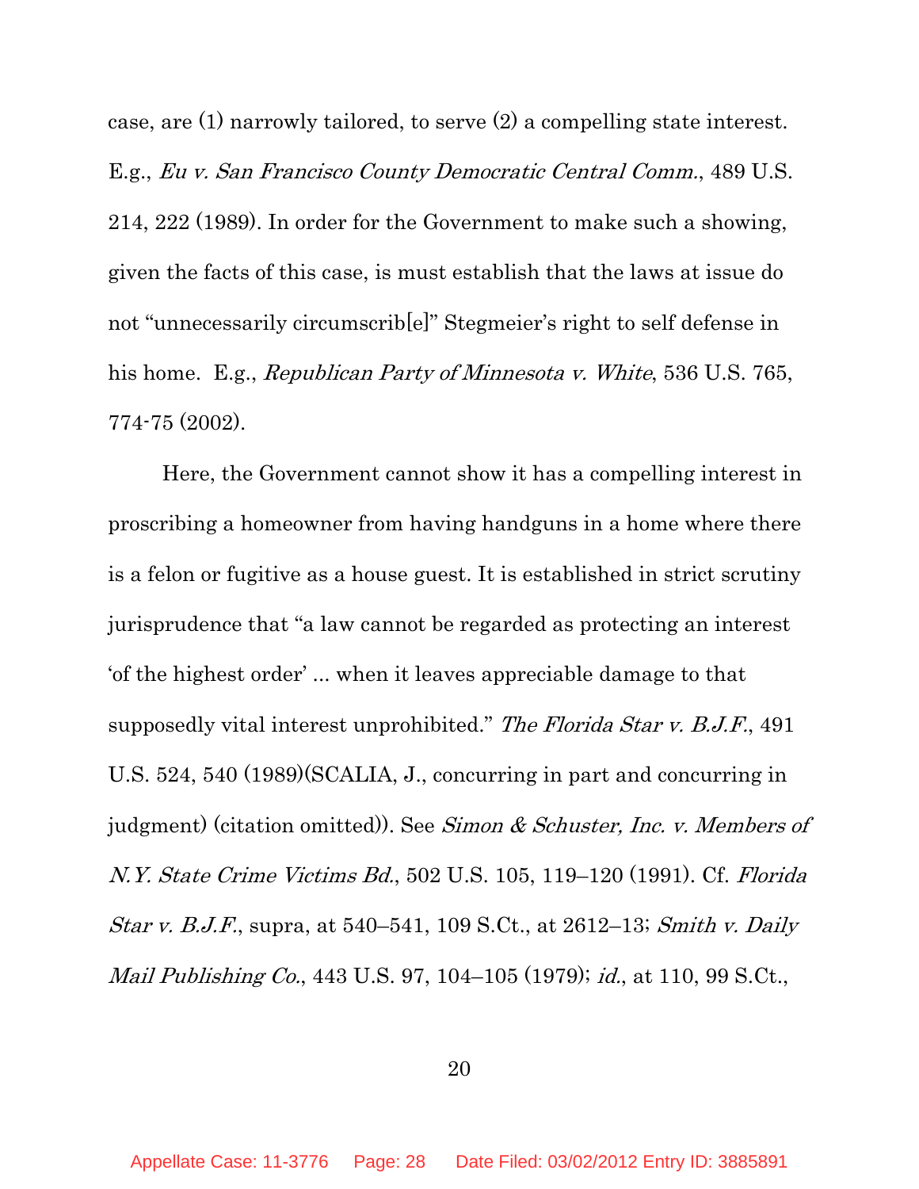case, are (1) narrowly tailored, to serve (2) a compelling state interest. E.g., *Eu v. San Francisco County Democratic Central Comm.*, 489 U.S. 214, 222 (1989). In order for the Government to make such a showing, given the facts of this case, is must establish that the laws at issue do not "unnecessarily circumscrib[e]" Stegmeier's right to self defense in his home. E.g., *Republican Party of Minnesota v. White*, 536 U.S. 765, 774-75 (2002).

Here, the Government cannot show it has a compelling interest in proscribing a homeowner from having handguns in a home where there is a felon or fugitive as a house guest. It is established in strict scrutiny jurisprudence that "a law cannot be regarded as protecting an interest 'of the highest order' ... when it leaves appreciable damage to that supposedly vital interest unprohibited." *The Florida Star v. B.J.F.*, 491 U.S. 524, 540 (1989)(SCALIA, J., concurring in part and concurring in judgment) (citation omitted)). See *Simon & Schuster, Inc. v. Members of N.Y. State Crime Victims Bd.*, 502 U.S. 105, 119–120 (1991). Cf. *Florida Star v. B.J.F.*, supra, at 540–541, 109 S.Ct., at 2612–13; *Smith v. Daily Mail Publishing Co.*, 443 U.S. 97, 104–105 (1979); *id.*, at 110, 99 S.Ct.,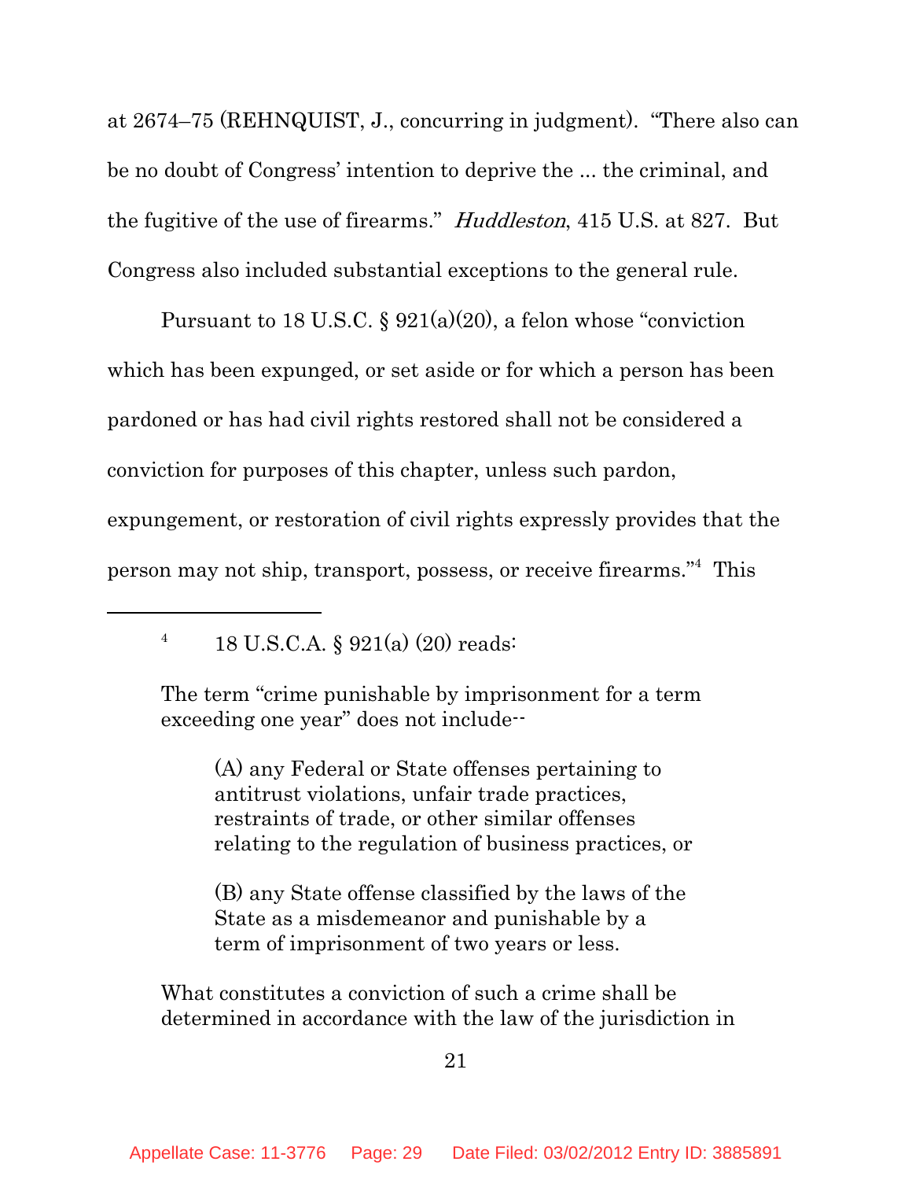at 2674–75 (REHNQUIST, J., concurring in judgment). "There also can be no doubt of Congress' intention to deprive the ... the criminal, and the fugitive of the use of firearms." *Huddleston*, 415 U.S. at 827. But Congress also included substantial exceptions to the general rule.

Pursuant to 18 U.S.C. § 921(a)(20), a felon whose "conviction which has been expunged, or set aside or for which a person has been pardoned or has had civil rights restored shall not be considered a conviction for purposes of this chapter, unless such pardon, expungement, or restoration of civil rights expressly provides that the person may not ship, transport, possess, or receive firearms."[4] This

---

[4] 18 U.S.C.A. § 921(a) (20) reads:

> The term "crime punishable by imprisonment for a term exceeding one year" does not include--
>
> > (A) any Federal or State offenses pertaining to antitrust violations, unfair trade practices, restraints of trade, or other similar offenses relating to the regulation of business practices, or
> >
> > (B) any State offense classified by the laws of the State as a misdemeanor and punishable by a term of imprisonment of two years or less.
>
> What constitutes a conviction of such a crime shall be determined in accordance with the law of the jurisdiction in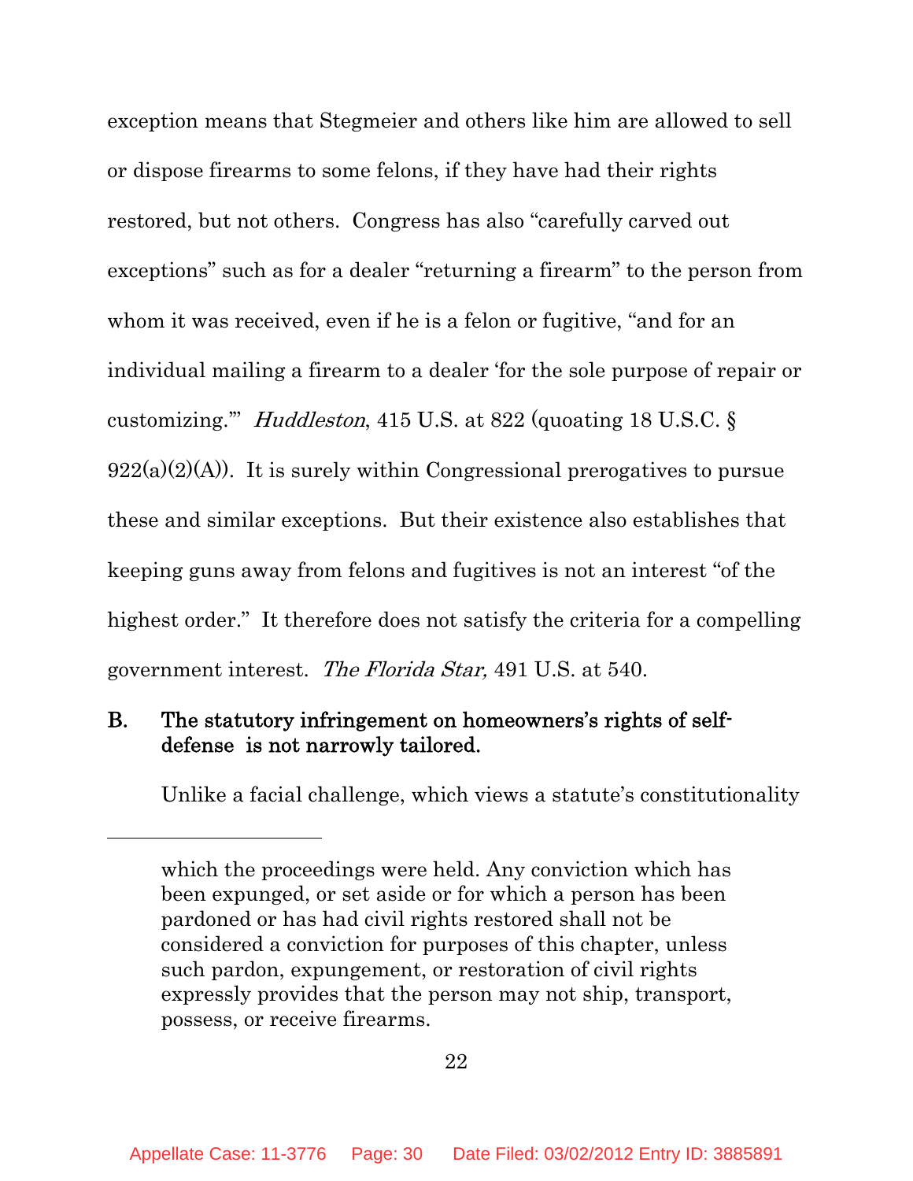exception means that Stegmeier and others like him are allowed to sell or dispose firearms to some felons, if they have had their rights restored, but not others. Congress has also "carefully carved out exceptions" such as for a dealer "returning a firearm" to the person from whom it was received, even if he is a felon or fugitive, "and for an individual mailing a firearm to a dealer 'for the sole purpose of repair or customizing.'" *Huddleston*, 415 U.S. at 822 (quoating 18 U.S.C. § 922(a)(2)(A)). It is surely within Congressional prerogatives to pursue these and similar exceptions. But their existence also establishes that keeping guns away from felons and fugitives is not an interest "of the highest order." It therefore does not satisfy the criteria for a compelling government interest. *The Florida Star,* 491 U.S. at 540.

**B. The statutory infringement on homeowners's rights of self-defense is not narrowly tailored.**

Unlike a facial challenge, which views a statute's constitutionality

---

which the proceedings were held. Any conviction which has been expunged, or set aside or for which a person has been pardoned or has had civil rights restored shall not be considered a conviction for purposes of this chapter, unless such pardon, expungement, or restoration of civil rights expressly provides that the person may not ship, transport, possess, or receive firearms.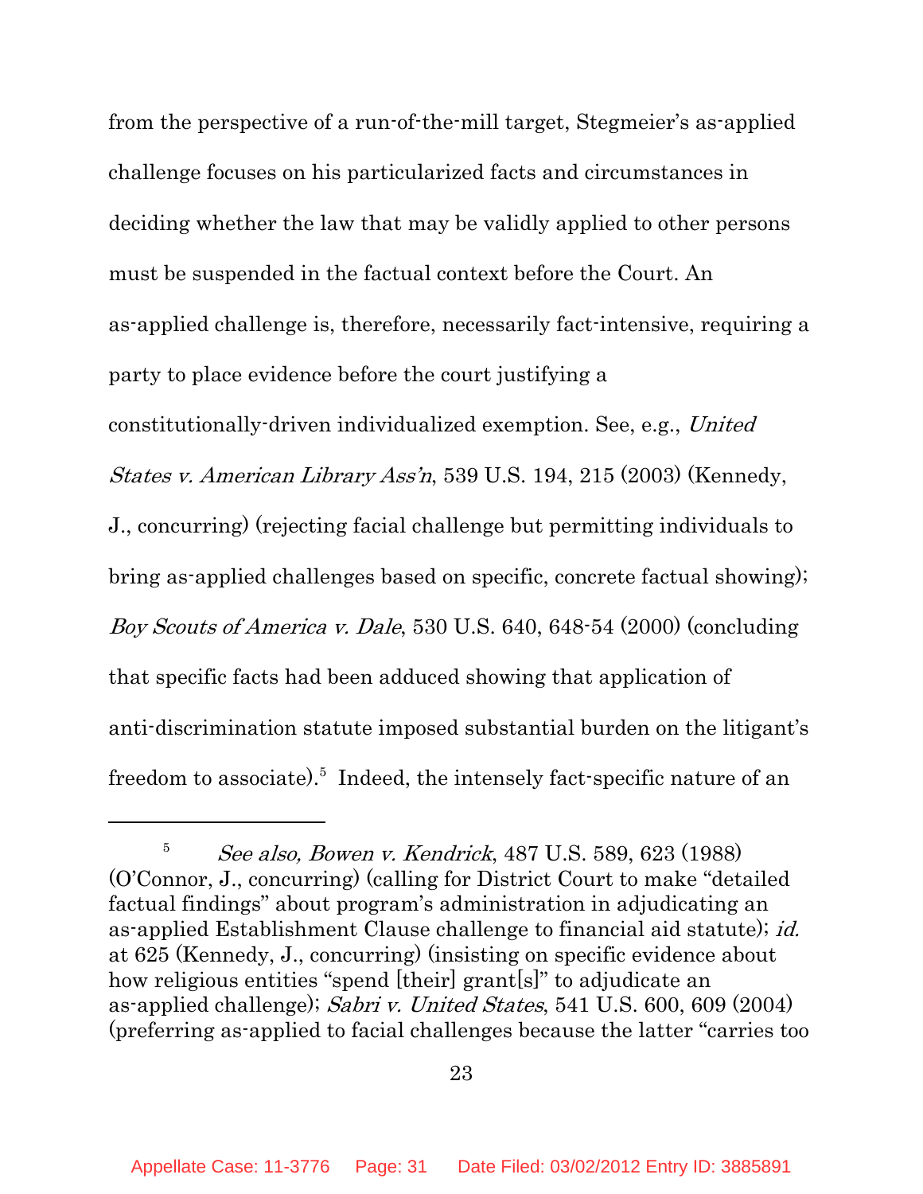from the perspective of a run-of-the-mill target, Stegmeier's as-applied challenge focuses on his particularized facts and circumstances in deciding whether the law that may be validly applied to other persons must be suspended in the factual context before the Court. An as-applied challenge is, therefore, necessarily fact-intensive, requiring a party to place evidence before the court justifying a constitutionally-driven individualized exemption. See, e.g., *United States v. American Library Ass'n*, 539 U.S. 194, 215 (2003) (Kennedy, J., concurring) (rejecting facial challenge but permitting individuals to bring as-applied challenges based on specific, concrete factual showing); *Boy Scouts of America v. Dale*, 530 U.S. 640, 648-54 (2000) (concluding that specific facts had been adduced showing that application of anti-discrimination statute imposed substantial burden on the litigant's freedom to associate).[5] Indeed, the intensely fact-specific nature of an

---

[5] *See also, Bowen v. Kendrick*, 487 U.S. 589, 623 (1988) (O'Connor, J., concurring) (calling for District Court to make "detailed factual findings" about program's administration in adjudicating an as-applied Establishment Clause challenge to financial aid statute); *id.* at 625 (Kennedy, J., concurring) (insisting on specific evidence about how religious entities "spend [their] grant[s]" to adjudicate an as-applied challenge); *Sabri v. United States*, 541 U.S. 600, 609 (2004) (preferring as-applied to facial challenges because the latter "carries too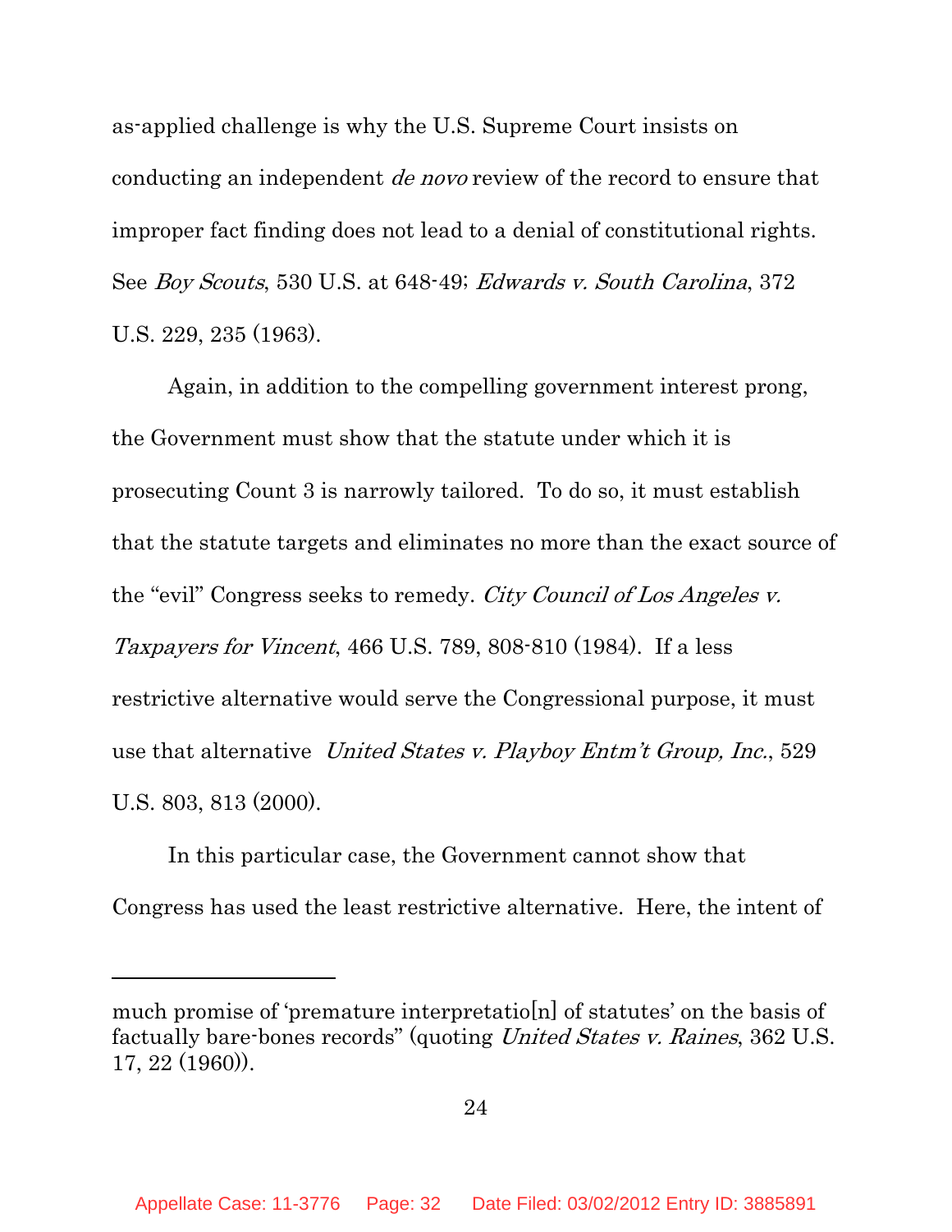as-applied challenge is why the U.S. Supreme Court insists on conducting an independent *de novo* review of the record to ensure that improper fact finding does not lead to a denial of constitutional rights. See *Boy Scouts*, 530 U.S. at 648-49; *Edwards v. South Carolina*, 372 U.S. 229, 235 (1963).

Again, in addition to the compelling government interest prong, the Government must show that the statute under which it is prosecuting Count 3 is narrowly tailored. To do so, it must establish that the statute targets and eliminates no more than the exact source of the "evil" Congress seeks to remedy. *City Council of Los Angeles v. Taxpayers for Vincent*, 466 U.S. 789, 808-810 (1984). If a less restrictive alternative would serve the Congressional purpose, it must use that alternative *United States v. Playboy Entm't Group, Inc.*, 529 U.S. 803, 813 (2000).

In this particular case, the Government cannot show that Congress has used the least restrictive alternative. Here, the intent of

---

much promise of 'premature interpretatio[n] of statutes' on the basis of factually bare-bones records" (quoting *United States v. Raines*, 362 U.S. 17, 22 (1960)).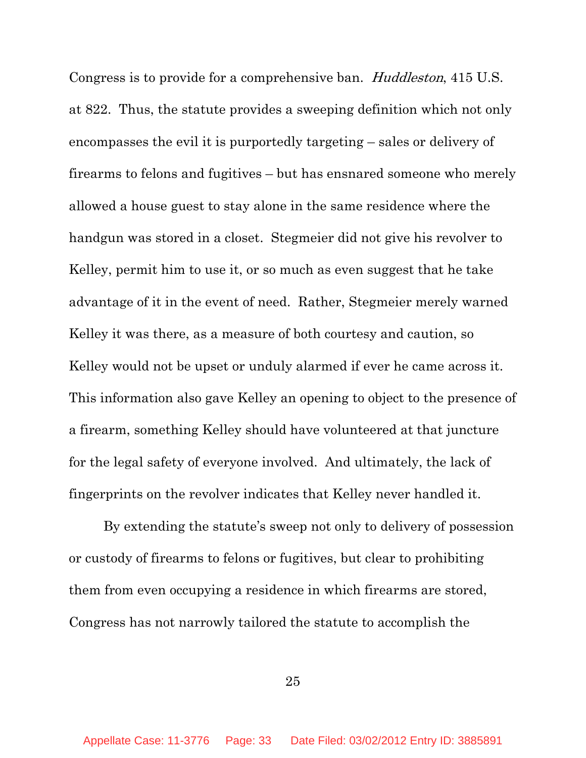Congress is to provide for a comprehensive ban. *Huddleston*, 415 U.S. at 822. Thus, the statute provides a sweeping definition which not only encompasses the evil it is purportedly targeting – sales or delivery of firearms to felons and fugitives – but has ensnared someone who merely allowed a house guest to stay alone in the same residence where the handgun was stored in a closet. Stegmeier did not give his revolver to Kelley, permit him to use it, or so much as even suggest that he take advantage of it in the event of need. Rather, Stegmeier merely warned Kelley it was there, as a measure of both courtesy and caution, so Kelley would not be upset or unduly alarmed if ever he came across it. This information also gave Kelley an opening to object to the presence of a firearm, something Kelley should have volunteered at that juncture for the legal safety of everyone involved. And ultimately, the lack of fingerprints on the revolver indicates that Kelley never handled it.

By extending the statute's sweep not only to delivery of possession or custody of firearms to felons or fugitives, but clear to prohibiting them from even occupying a residence in which firearms are stored, Congress has not narrowly tailored the statute to accomplish the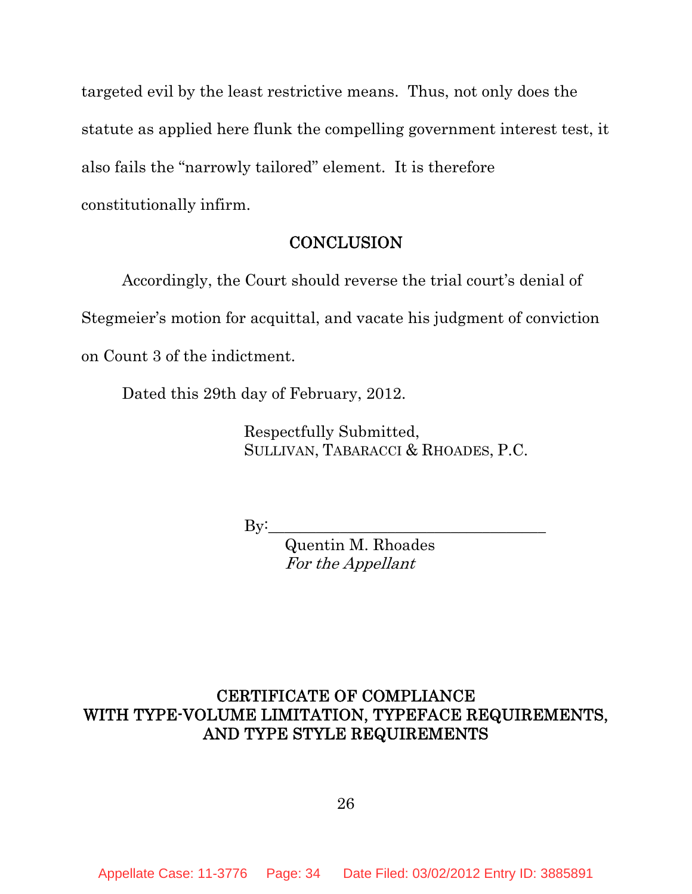targeted evil by the least restrictive means. Thus, not only does the statute as applied here flunk the compelling government interest test, it also fails the "narrowly tailored" element. It is therefore constitutionally infirm.

## CONCLUSION

Accordingly, the Court should reverse the trial court's denial of Stegmeier's motion for acquittal, and vacate his judgment of conviction on Count 3 of the indictment.

Dated this 29th day of February, 2012.

Respectfully Submitted,
SULLIVAN, TABARACCI & RHOADES, P.C.

By:\_\_\_\_\_\_\_\_\_\_\_\_\_\_\_\_\_\_\_\_\_\_\_\_\_\_\_\_\_\_\_\_
Quentin M. Rhoades
*For the Appellant*

## CERTIFICATE OF COMPLIANCE WITH TYPE-VOLUME LIMITATION, TYPEFACE REQUIREMENTS, AND TYPE STYLE REQUIREMENTS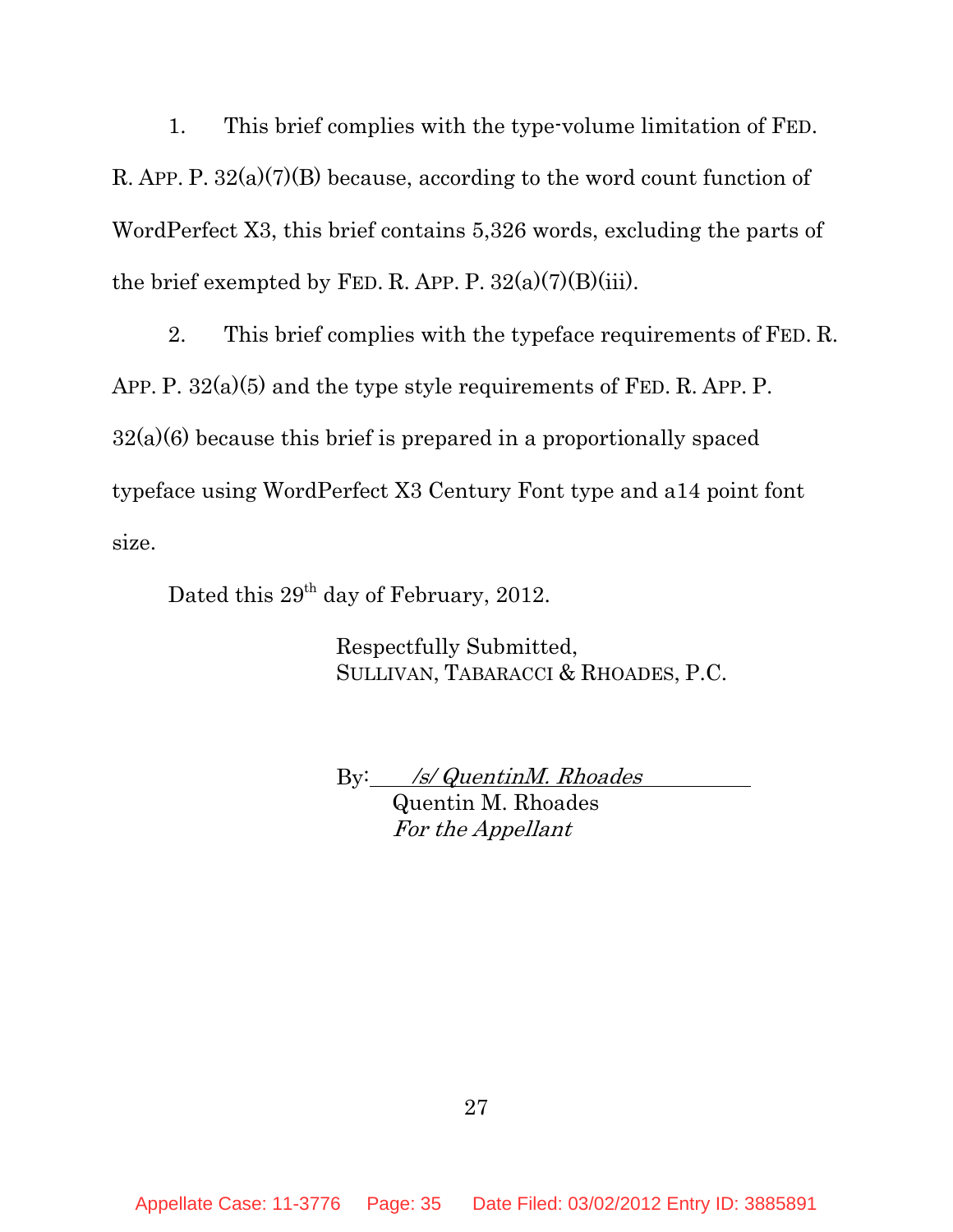1. This brief complies with the type-volume limitation of FED. R. APP. P. 32(a)(7)(B) because, according to the word count function of WordPerfect X3, this brief contains 5,326 words, excluding the parts of the brief exempted by FED. R. APP. P. 32(a)(7)(B)(iii).

2. This brief complies with the typeface requirements of FED. R. APP. P. 32(a)(5) and the type style requirements of FED. R. APP. P. 32(a)(6) because this brief is prepared in a proportionally spaced typeface using WordPerfect X3 Century Font type and a14 point font size.

Dated this 29th day of February, 2012.

Respectfully Submitted,
SULLIVAN, TABARACCI & RHOADES, P.C.

By: */s/ QuentinM. Rhoades*
Quentin M. Rhoades
*For the Appellant*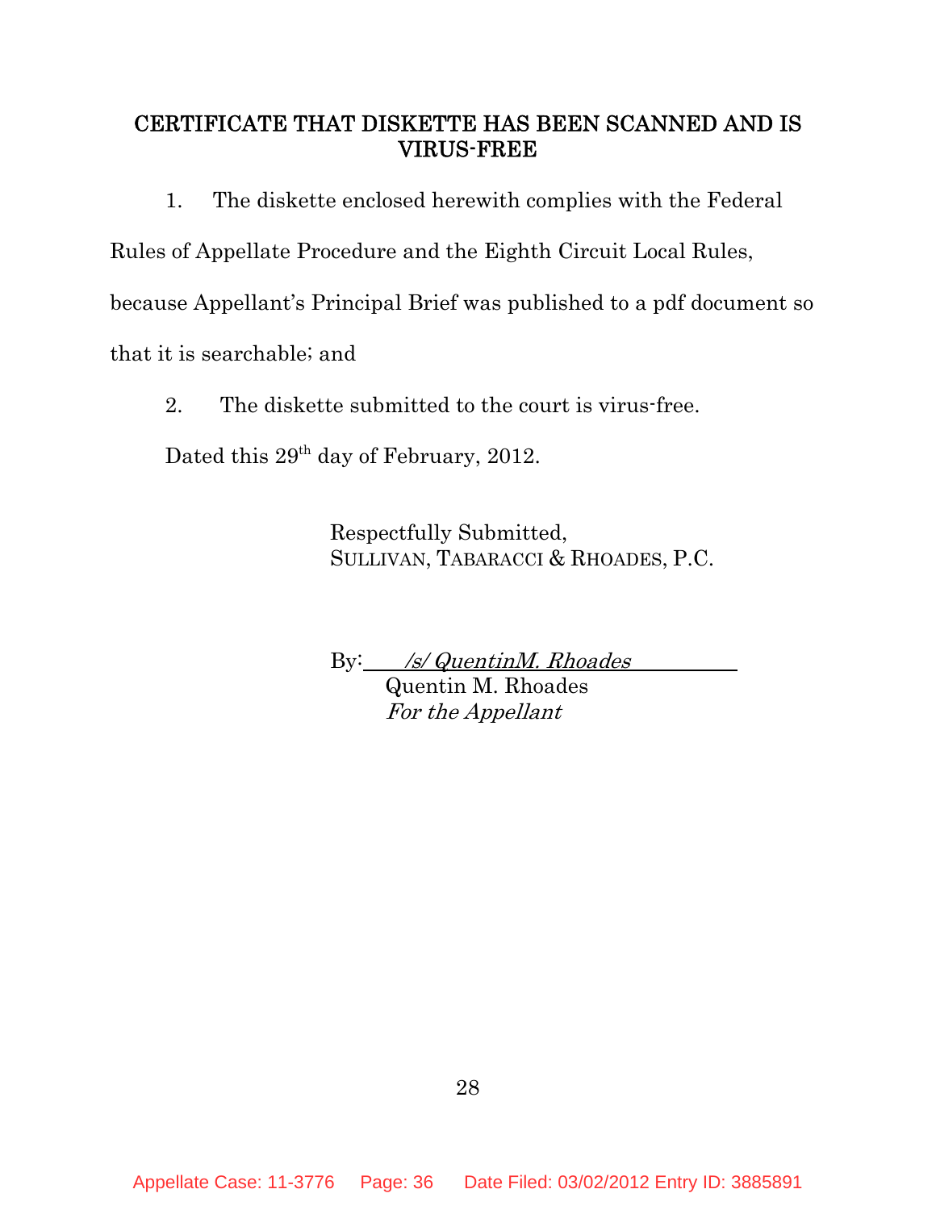## CERTIFICATE THAT DISKETTE HAS BEEN SCANNED AND IS VIRUS-FREE

1. The diskette enclosed herewith complies with the Federal Rules of Appellate Procedure and the Eighth Circuit Local Rules, because Appellant's Principal Brief was published to a pdf document so that it is searchable; and

2. The diskette submitted to the court is virus-free.

Dated this 29th day of February, 2012.

Respectfully Submitted,
SULLIVAN, TABARACCI & RHOADES, P.C.

By: *\/s/ QuentinM. Rhoades*
Quentin M. Rhoades
*For the Appellant*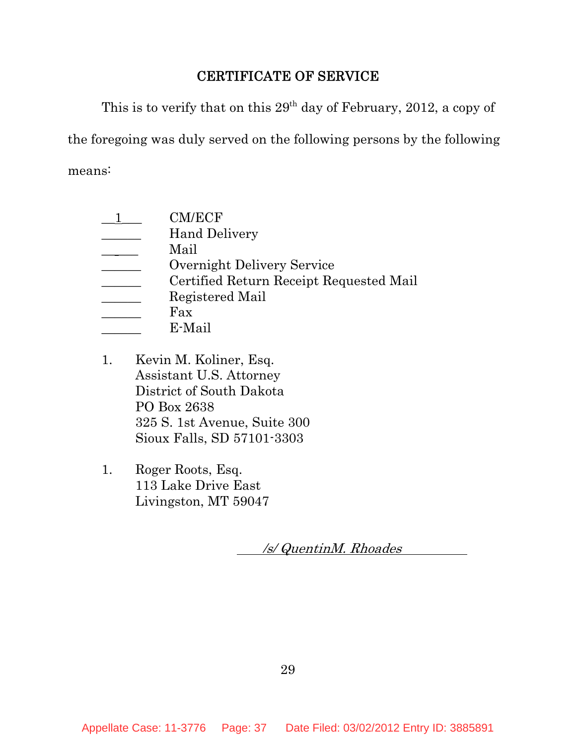## CERTIFICATE OF SERVICE

This is to verify that on this 29th day of February, 2012, a copy of the foregoing was duly served on the following persons by the following means:

| | |
|---|---|
| __1___ | CM/ECF |
| ______ | Hand Delivery |
| ______ | Mail |
| ______ | Overnight Delivery Service |
| ______ | Certified Return Receipt Requested Mail |
| ______ | Registered Mail |
| ______ | Fax |
| ______ | E-Mail |

1. Kevin M. Koliner, Esq.
   Assistant U.S. Attorney
   District of South Dakota
   PO Box 2638
   325 S. 1st Avenue, Suite 300
   Sioux Falls, SD 57101-3303

1. Roger Roots, Esq.
   113 Lake Drive East
   Livingston, MT 59047

*/s/ QuentinM. Rhoades*